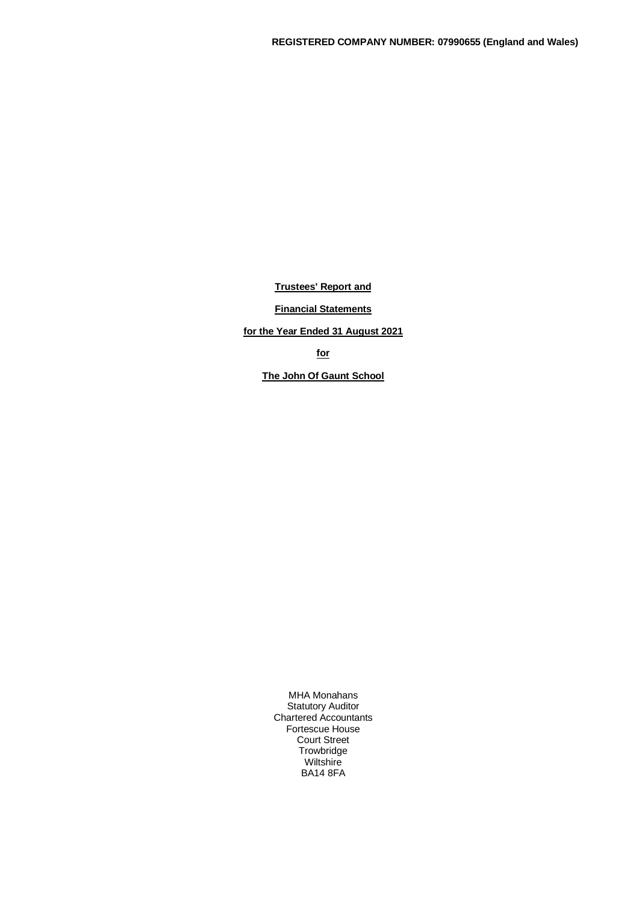**REGISTERED COMPANY NUMBER: 07990655 (England and Wales)**

**Trustees' Report and**

**Financial Statements**

**for the Year Ended 31 August 2021**

**for**

**The John Of Gaunt School**

MHA Monahans
Statutory Auditor
Chartered Accountants
Fortescue House
Court Street
Trowbridge
Wiltshire
BA14 8FA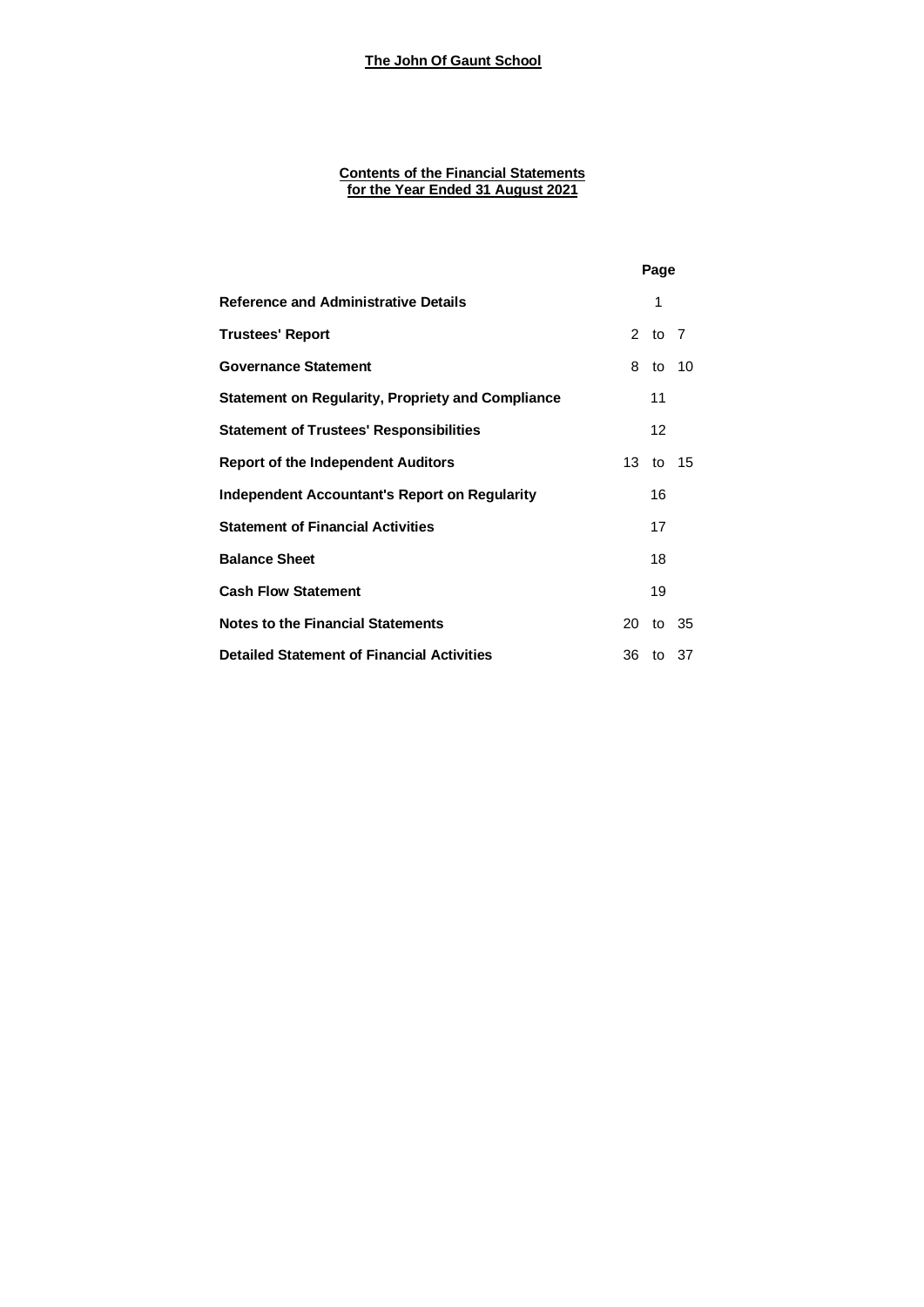**The John Of Gaunt School**

**Contents of the Financial Statements**
**for the Year Ended 31 August 2021**

| | Page |
|---|---|
| **Reference and Administrative Details** | 1 |
| **Trustees' Report** | 2 to 7 |
| **Governance Statement** | 8 to 10 |
| **Statement on Regularity, Propriety and Compliance** | 11 |
| **Statement of Trustees' Responsibilities** | 12 |
| **Report of the Independent Auditors** | 13 to 15 |
| **Independent Accountant's Report on Regularity** | 16 |
| **Statement of Financial Activities** | 17 |
| **Balance Sheet** | 18 |
| **Cash Flow Statement** | 19 |
| **Notes to the Financial Statements** | 20 to 35 |
| **Detailed Statement of Financial Activities** | 36 to 37 |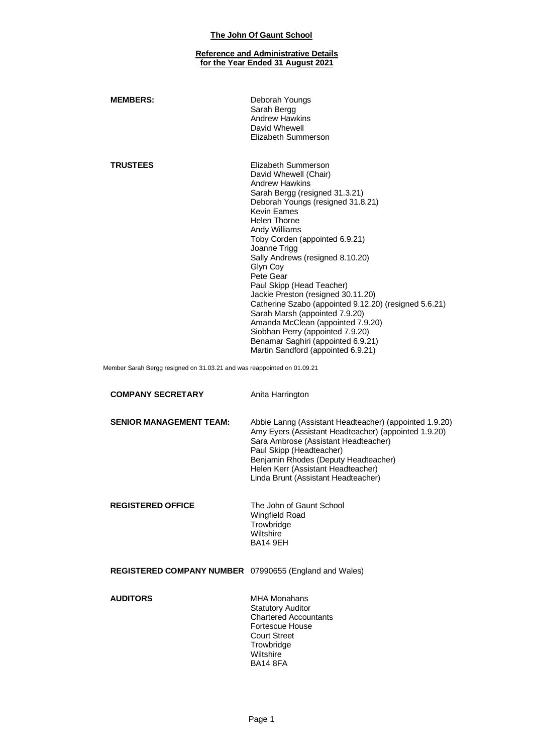# The John Of Gaunt School

## Reference and Administrative Details for the Year Ended 31 August 2021

**MEMBERS:**

Deborah Youngs
Sarah Bergg
Andrew Hawkins
David Whewell
Elizabeth Summerson

**TRUSTEES**

Elizabeth Summerson
David Whewell (Chair)
Andrew Hawkins
Sarah Bergg (resigned 31.3.21)
Deborah Youngs (resigned 31.8.21)
Kevin Eames
Helen Thorne
Andy Williams
Toby Corden (appointed 6.9.21)
Joanne Trigg
Sally Andrews (resigned 8.10.20)
Glyn Coy
Pete Gear
Paul Skipp (Head Teacher)
Jackie Preston (resigned 30.11.20)
Catherine Szabo (appointed 9.12.20) (resigned 5.6.21)
Sarah Marsh (appointed 7.9.20)
Amanda McClean (appointed 7.9.20)
Siobhan Perry (appointed 7.9.20)
Benamar Saghiri (appointed 6.9.21)
Martin Sandford (appointed 6.9.21)

Member Sarah Bergg resigned on 31.03.21 and was reappointed on 01.09.21

**COMPANY SECRETARY**

Anita Harrington

**SENIOR MANAGEMENT TEAM:**

Abbie Lanng (Assistant Headteacher) (appointed 1.9.20)
Amy Eyers (Assistant Headteacher) (appointed 1.9.20)
Sara Ambrose (Assistant Headteacher)
Paul Skipp (Headteacher)
Benjamin Rhodes (Deputy Headteacher)
Helen Kerr (Assistant Headteacher)
Linda Brunt (Assistant Headteacher)

**REGISTERED OFFICE**

The John of Gaunt School
Wingfield Road
Trowbridge
Wiltshire
BA14 9EH

**REGISTERED COMPANY NUMBER** 07990655 (England and Wales)

**AUDITORS**

MHA Monahans
Statutory Auditor
Chartered Accountants
Fortescue House
Court Street
Trowbridge
Wiltshire
BA14 8FA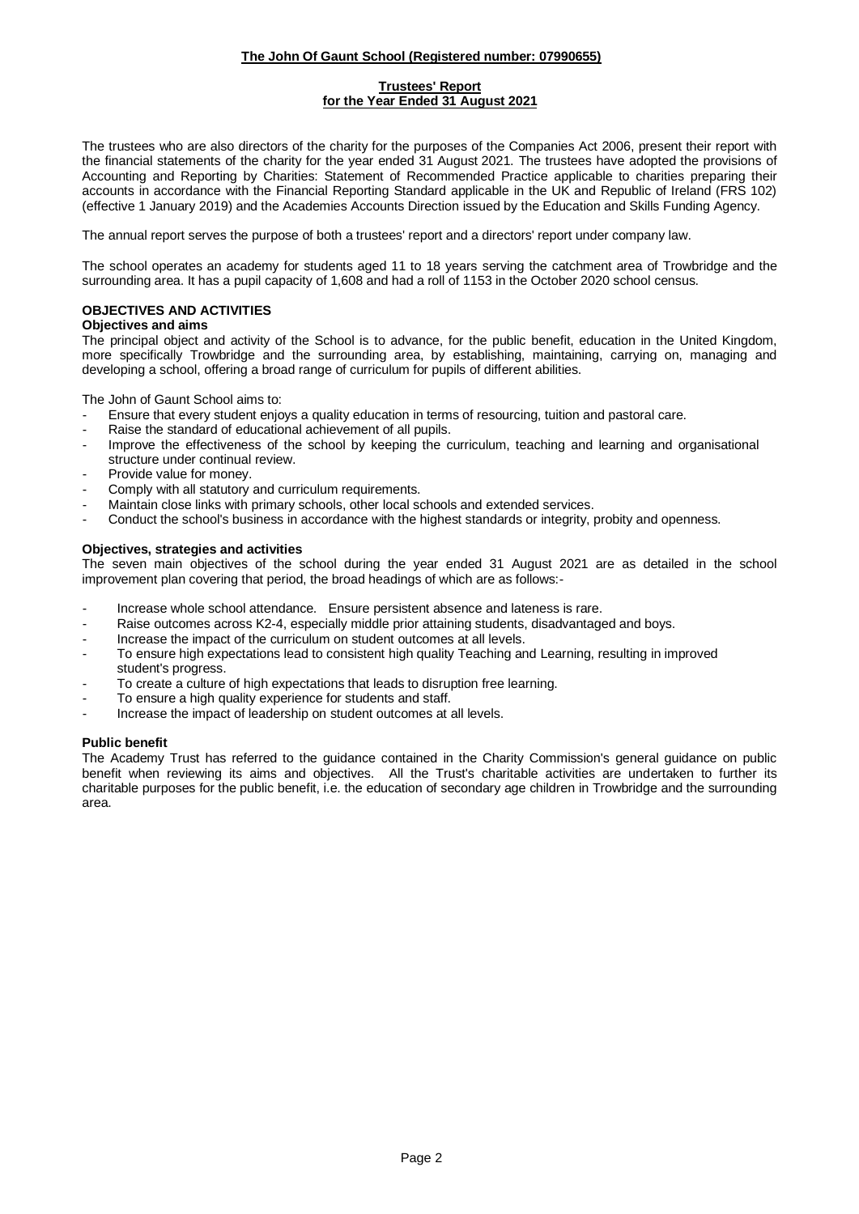# The John Of Gaunt School (Registered number: 07990655)

## Trustees' Report for the Year Ended 31 August 2021

The trustees who are also directors of the charity for the purposes of the Companies Act 2006, present their report with the financial statements of the charity for the year ended 31 August 2021. The trustees have adopted the provisions of Accounting and Reporting by Charities: Statement of Recommended Practice applicable to charities preparing their accounts in accordance with the Financial Reporting Standard applicable in the UK and Republic of Ireland (FRS 102) (effective 1 January 2019) and the Academies Accounts Direction issued by the Education and Skills Funding Agency.

The annual report serves the purpose of both a trustees' report and a directors' report under company law.

The school operates an academy for students aged 11 to 18 years serving the catchment area of Trowbridge and the surrounding area. It has a pupil capacity of 1,608 and had a roll of 1153 in the October 2020 school census.

### OBJECTIVES AND ACTIVITIES

**Objectives and aims**

The principal object and activity of the School is to advance, for the public benefit, education in the United Kingdom, more specifically Trowbridge and the surrounding area, by establishing, maintaining, carrying on, managing and developing a school, offering a broad range of curriculum for pupils of different abilities.

The John of Gaunt School aims to:

- Ensure that every student enjoys a quality education in terms of resourcing, tuition and pastoral care.
- Raise the standard of educational achievement of all pupils.
- Improve the effectiveness of the school by keeping the curriculum, teaching and learning and organisational structure under continual review.
- Provide value for money.
- Comply with all statutory and curriculum requirements.
- Maintain close links with primary schools, other local schools and extended services.
- Conduct the school's business in accordance with the highest standards or integrity, probity and openness.

**Objectives, strategies and activities**

The seven main objectives of the school during the year ended 31 August 2021 are as detailed in the school improvement plan covering that period, the broad headings of which are as follows:-

- Increase whole school attendance. Ensure persistent absence and lateness is rare.
- Raise outcomes across K2-4, especially middle prior attaining students, disadvantaged and boys.
- Increase the impact of the curriculum on student outcomes at all levels.
- To ensure high expectations lead to consistent high quality Teaching and Learning, resulting in improved student's progress.
- To create a culture of high expectations that leads to disruption free learning.
- To ensure a high quality experience for students and staff.
- Increase the impact of leadership on student outcomes at all levels.

**Public benefit**

The Academy Trust has referred to the guidance contained in the Charity Commission's general guidance on public benefit when reviewing its aims and objectives. All the Trust's charitable activities are undertaken to further its charitable purposes for the public benefit, i.e. the education of secondary age children in Trowbridge and the surrounding area.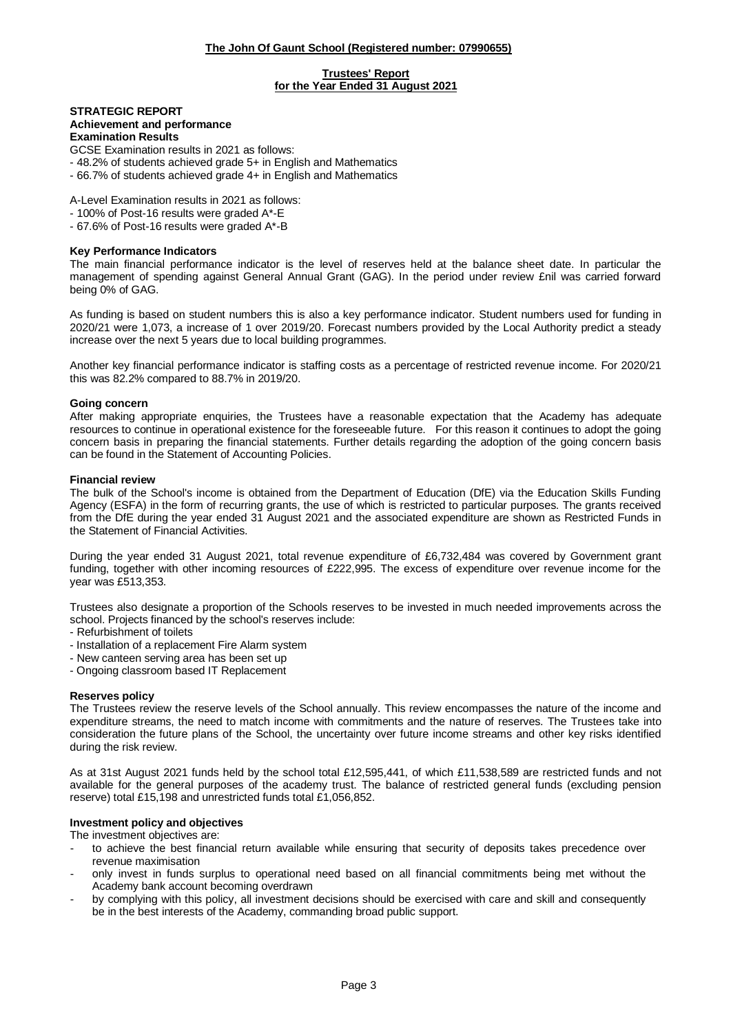**The John Of Gaunt School (Registered number: 07990655)**

**Trustees' Report for the Year Ended 31 August 2021**

## STRATEGIC REPORT

### Achievement and performance

#### Examination Results

GCSE Examination results in 2021 as follows:

- 48.2% of students achieved grade 5+ in English and Mathematics
- 66.7% of students achieved grade 4+ in English and Mathematics

A-Level Examination results in 2021 as follows:

- 100% of Post-16 results were graded A*-E
- 67.6% of Post-16 results were graded A*-B

#### Key Performance Indicators

The main financial performance indicator is the level of reserves held at the balance sheet date. In particular the management of spending against General Annual Grant (GAG). In the period under review £nil was carried forward being 0% of GAG.

As funding is based on student numbers this is also a key performance indicator. Student numbers used for funding in 2020/21 were 1,073, a increase of 1 over 2019/20. Forecast numbers provided by the Local Authority predict a steady increase over the next 5 years due to local building programmes.

Another key financial performance indicator is staffing costs as a percentage of restricted revenue income. For 2020/21 this was 82.2% compared to 88.7% in 2019/20.

#### Going concern

After making appropriate enquiries, the Trustees have a reasonable expectation that the Academy has adequate resources to continue in operational existence for the foreseeable future. For this reason it continues to adopt the going concern basis in preparing the financial statements. Further details regarding the adoption of the going concern basis can be found in the Statement of Accounting Policies.

#### Financial review

The bulk of the School's income is obtained from the Department of Education (DfE) via the Education Skills Funding Agency (ESFA) in the form of recurring grants, the use of which is restricted to particular purposes. The grants received from the DfE during the year ended 31 August 2021 and the associated expenditure are shown as Restricted Funds in the Statement of Financial Activities.

During the year ended 31 August 2021, total revenue expenditure of £6,732,484 was covered by Government grant funding, together with other incoming resources of £222,995. The excess of expenditure over revenue income for the year was £513,353.

Trustees also designate a proportion of the Schools reserves to be invested in much needed improvements across the school. Projects financed by the school's reserves include:

- Refurbishment of toilets
- Installation of a replacement Fire Alarm system
- New canteen serving area has been set up
- Ongoing classroom based IT Replacement

#### Reserves policy

The Trustees review the reserve levels of the School annually. This review encompasses the nature of the income and expenditure streams, the need to match income with commitments and the nature of reserves. The Trustees take into consideration the future plans of the School, the uncertainty over future income streams and other key risks identified during the risk review.

As at 31st August 2021 funds held by the school total £12,595,441, of which £11,538,589 are restricted funds and not available for the general purposes of the academy trust. The balance of restricted general funds (excluding pension reserve) total £15,198 and unrestricted funds total £1,056,852.

#### Investment policy and objectives

The investment objectives are:

- to achieve the best financial return available while ensuring that security of deposits takes precedence over revenue maximisation
- only invest in funds surplus to operational need based on all financial commitments being met without the Academy bank account becoming overdrawn
- by complying with this policy, all investment decisions should be exercised with care and skill and consequently be in the best interests of the Academy, commanding broad public support.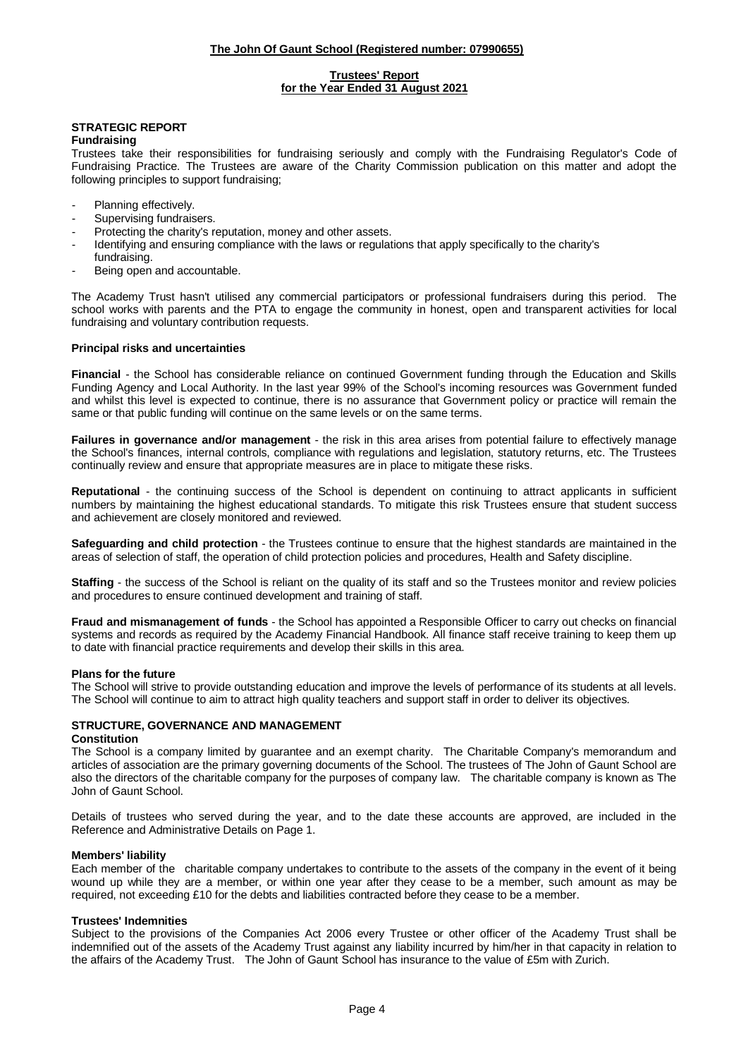## STRATEGIC REPORT

### Fundraising

Trustees take their responsibilities for fundraising seriously and comply with the Fundraising Regulator's Code of Fundraising Practice. The Trustees are aware of the Charity Commission publication on this matter and adopt the following principles to support fundraising;

- Planning effectively.
- Supervising fundraisers.
- Protecting the charity's reputation, money and other assets.
- Identifying and ensuring compliance with the laws or regulations that apply specifically to the charity's fundraising.
- Being open and accountable.

The Academy Trust hasn't utilised any commercial participators or professional fundraisers during this period. The school works with parents and the PTA to engage the community in honest, open and transparent activities for local fundraising and voluntary contribution requests.

### Principal risks and uncertainties

**Financial** - the School has considerable reliance on continued Government funding through the Education and Skills Funding Agency and Local Authority. In the last year 99% of the School's incoming resources was Government funded and whilst this level is expected to continue, there is no assurance that Government policy or practice will remain the same or that public funding will continue on the same levels or on the same terms.

**Failures in governance and/or management** - the risk in this area arises from potential failure to effectively manage the School's finances, internal controls, compliance with regulations and legislation, statutory returns, etc. The Trustees continually review and ensure that appropriate measures are in place to mitigate these risks.

**Reputational** - the continuing success of the School is dependent on continuing to attract applicants in sufficient numbers by maintaining the highest educational standards. To mitigate this risk Trustees ensure that student success and achievement are closely monitored and reviewed.

**Safeguarding and child protection** - the Trustees continue to ensure that the highest standards are maintained in the areas of selection of staff, the operation of child protection policies and procedures, Health and Safety discipline.

**Staffing** - the success of the School is reliant on the quality of its staff and so the Trustees monitor and review policies and procedures to ensure continued development and training of staff.

**Fraud and mismanagement of funds** - the School has appointed a Responsible Officer to carry out checks on financial systems and records as required by the Academy Financial Handbook. All finance staff receive training to keep them up to date with financial practice requirements and develop their skills in this area.

### Plans for the future

The School will strive to provide outstanding education and improve the levels of performance of its students at all levels. The School will continue to aim to attract high quality teachers and support staff in order to deliver its objectives.

## STRUCTURE, GOVERNANCE AND MANAGEMENT

### Constitution

The School is a company limited by guarantee and an exempt charity. The Charitable Company's memorandum and articles of association are the primary governing documents of the School. The trustees of The John of Gaunt School are also the directors of the charitable company for the purposes of company law. The charitable company is known as The John of Gaunt School.

Details of trustees who served during the year, and to the date these accounts are approved, are included in the Reference and Administrative Details on Page 1.

### Members' liability

Each member of the charitable company undertakes to contribute to the assets of the company in the event of it being wound up while they are a member, or within one year after they cease to be a member, such amount as may be required, not exceeding £10 for the debts and liabilities contracted before they cease to be a member.

### Trustees' Indemnities

Subject to the provisions of the Companies Act 2006 every Trustee or other officer of the Academy Trust shall be indemnified out of the assets of the Academy Trust against any liability incurred by him/her in that capacity in relation to the affairs of the Academy Trust. The John of Gaunt School has insurance to the value of £5m with Zurich.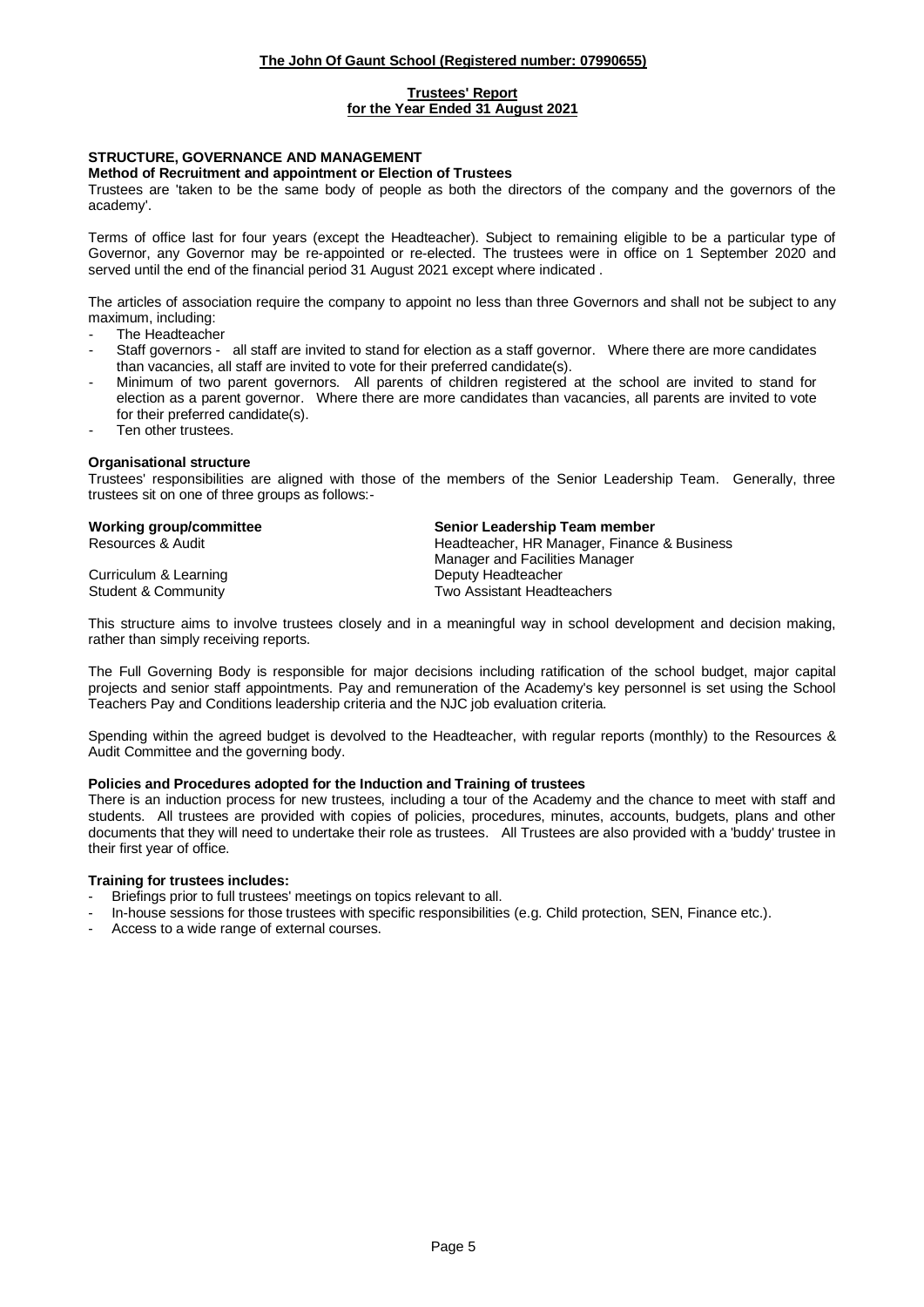## STRUCTURE, GOVERNANCE AND MANAGEMENT

**Method of Recruitment and appointment or Election of Trustees**

Trustees are 'taken to be the same body of people as both the directors of the company and the governors of the academy'.

Terms of office last for four years (except the Headteacher). Subject to remaining eligible to be a particular type of Governor, any Governor may be re-appointed or re-elected. The trustees were in office on 1 September 2020 and served until the end of the financial period 31 August 2021 except where indicated .

The articles of association require the company to appoint no less than three Governors and shall not be subject to any maximum, including:

- The Headteacher
- Staff governors - all staff are invited to stand for election as a staff governor. Where there are more candidates than vacancies, all staff are invited to vote for their preferred candidate(s).
- Minimum of two parent governors. All parents of children registered at the school are invited to stand for election as a parent governor. Where there are more candidates than vacancies, all parents are invited to vote for their preferred candidate(s).
- Ten other trustees.

**Organisational structure**

Trustees' responsibilities are aligned with those of the members of the Senior Leadership Team. Generally, three trustees sit on one of three groups as follows:-

| Working group/committee | Senior Leadership Team member |
|---|---|
| Resources & Audit | Headteacher, HR Manager, Finance & Business Manager and Facilities Manager |
| Curriculum & Learning | Deputy Headteacher |
| Student & Community | Two Assistant Headteachers |

This structure aims to involve trustees closely and in a meaningful way in school development and decision making, rather than simply receiving reports.

The Full Governing Body is responsible for major decisions including ratification of the school budget, major capital projects and senior staff appointments. Pay and remuneration of the Academy's key personnel is set using the School Teachers Pay and Conditions leadership criteria and the NJC job evaluation criteria.

Spending within the agreed budget is devolved to the Headteacher, with regular reports (monthly) to the Resources & Audit Committee and the governing body.

**Policies and Procedures adopted for the Induction and Training of trustees**

There is an induction process for new trustees, including a tour of the Academy and the chance to meet with staff and students. All trustees are provided with copies of policies, procedures, minutes, accounts, budgets, plans and other documents that they will need to undertake their role as trustees. All Trustees are also provided with a 'buddy' trustee in their first year of office.

**Training for trustees includes:**

- Briefings prior to full trustees' meetings on topics relevant to all.
- In-house sessions for those trustees with specific responsibilities (e.g. Child protection, SEN, Finance etc.).
- Access to a wide range of external courses.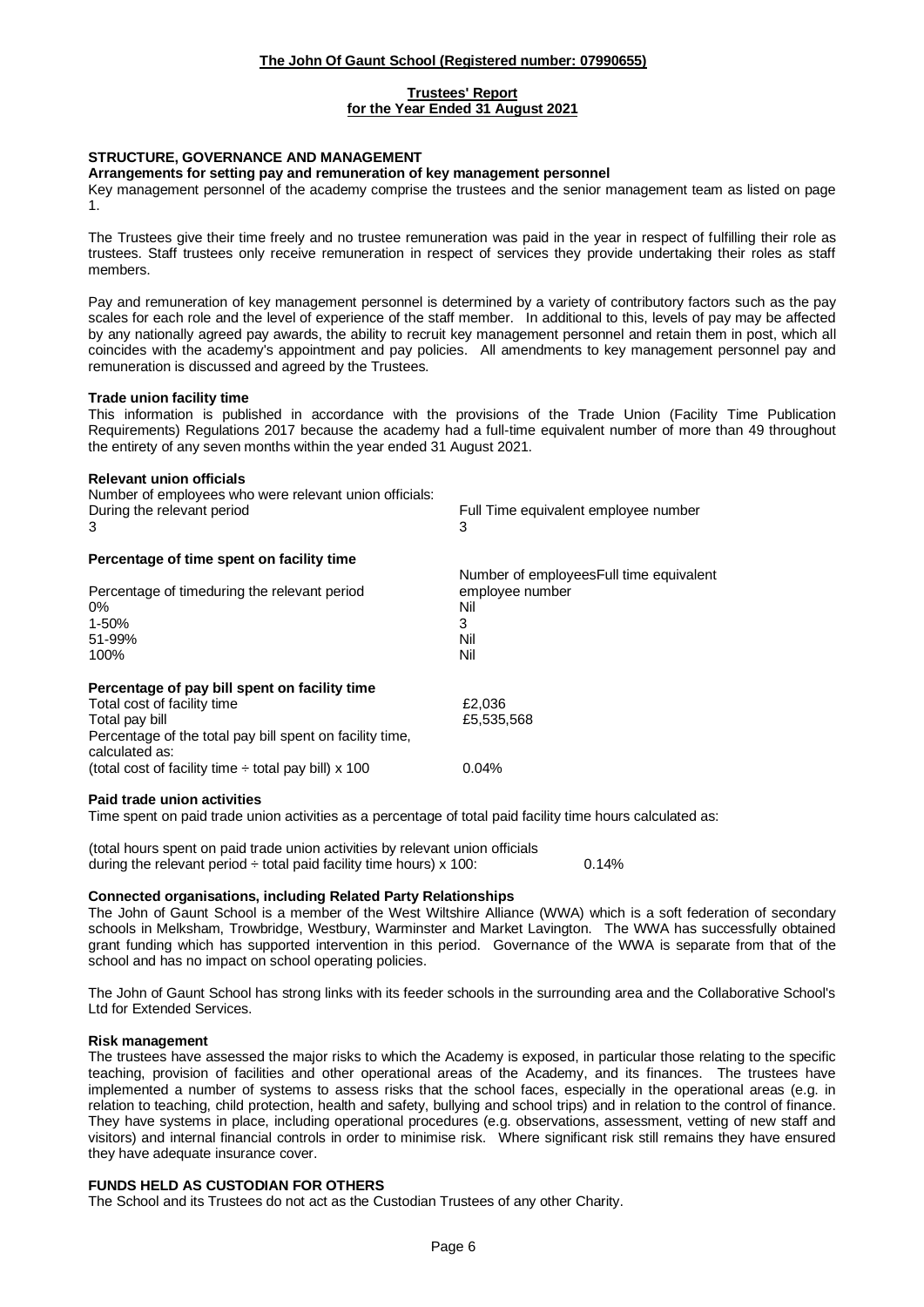## STRUCTURE, GOVERNANCE AND MANAGEMENT

### Arrangements for setting pay and remuneration of key management personnel

Key management personnel of the academy comprise the trustees and the senior management team as listed on page 1.

The Trustees give their time freely and no trustee remuneration was paid in the year in respect of fulfilling their role as trustees. Staff trustees only receive remuneration in respect of services they provide undertaking their roles as staff members.

Pay and remuneration of key management personnel is determined by a variety of contributory factors such as the pay scales for each role and the level of experience of the staff member. In additional to this, levels of pay may be affected by any nationally agreed pay awards, the ability to recruit key management personnel and retain them in post, which all coincides with the academy's appointment and pay policies. All amendments to key management personnel pay and remuneration is discussed and agreed by the Trustees.

### Trade union facility time

This information is published in accordance with the provisions of the Trade Union (Facility Time Publication Requirements) Regulations 2017 because the academy had a full-time equivalent number of more than 49 throughout the entirety of any seven months within the year ended 31 August 2021.

### Relevant union officials

Number of employees who were relevant union officials:

| During the relevant period | Full Time equivalent employee number |
|---|---|
| 3 | 3 |

### Percentage of time spent on facility time

| Percentage of timeduring the relevant period | Number of employeesFull time equivalent employee number |
|---|---|
| 0% | Nil |
| 1-50% | 3 |
| 51-99% | Nil |
| 100% | Nil |

### Percentage of pay bill spent on facility time

| | |
|---|---|
| Total cost of facility time | £2,036 |
| Total pay bill | £5,535,568 |
| Percentage of the total pay bill spent on facility time, calculated as: | |
| (total cost of facility time ÷ total pay bill) x 100 | 0.04% |

### Paid trade union activities

Time spent on paid trade union activities as a percentage of total paid facility time hours calculated as:

(total hours spent on paid trade union activities by relevant union officials during the relevant period ÷ total paid facility time hours) x 100: 0.14%

### Connected organisations, including Related Party Relationships

The John of Gaunt School is a member of the West Wiltshire Alliance (WWA) which is a soft federation of secondary schools in Melksham, Trowbridge, Westbury, Warminster and Market Lavington. The WWA has successfully obtained grant funding which has supported intervention in this period. Governance of the WWA is separate from that of the school and has no impact on school operating policies.

The John of Gaunt School has strong links with its feeder schools in the surrounding area and the Collaborative School's Ltd for Extended Services.

### Risk management

The trustees have assessed the major risks to which the Academy is exposed, in particular those relating to the specific teaching, provision of facilities and other operational areas of the Academy, and its finances. The trustees have implemented a number of systems to assess risks that the school faces, especially in the operational areas (e.g. in relation to teaching, child protection, health and safety, bullying and school trips) and in relation to the control of finance. They have systems in place, including operational procedures (e.g. observations, assessment, vetting of new staff and visitors) and internal financial controls in order to minimise risk. Where significant risk still remains they have ensured they have adequate insurance cover.

## FUNDS HELD AS CUSTODIAN FOR OTHERS

The School and its Trustees do not act as the Custodian Trustees of any other Charity.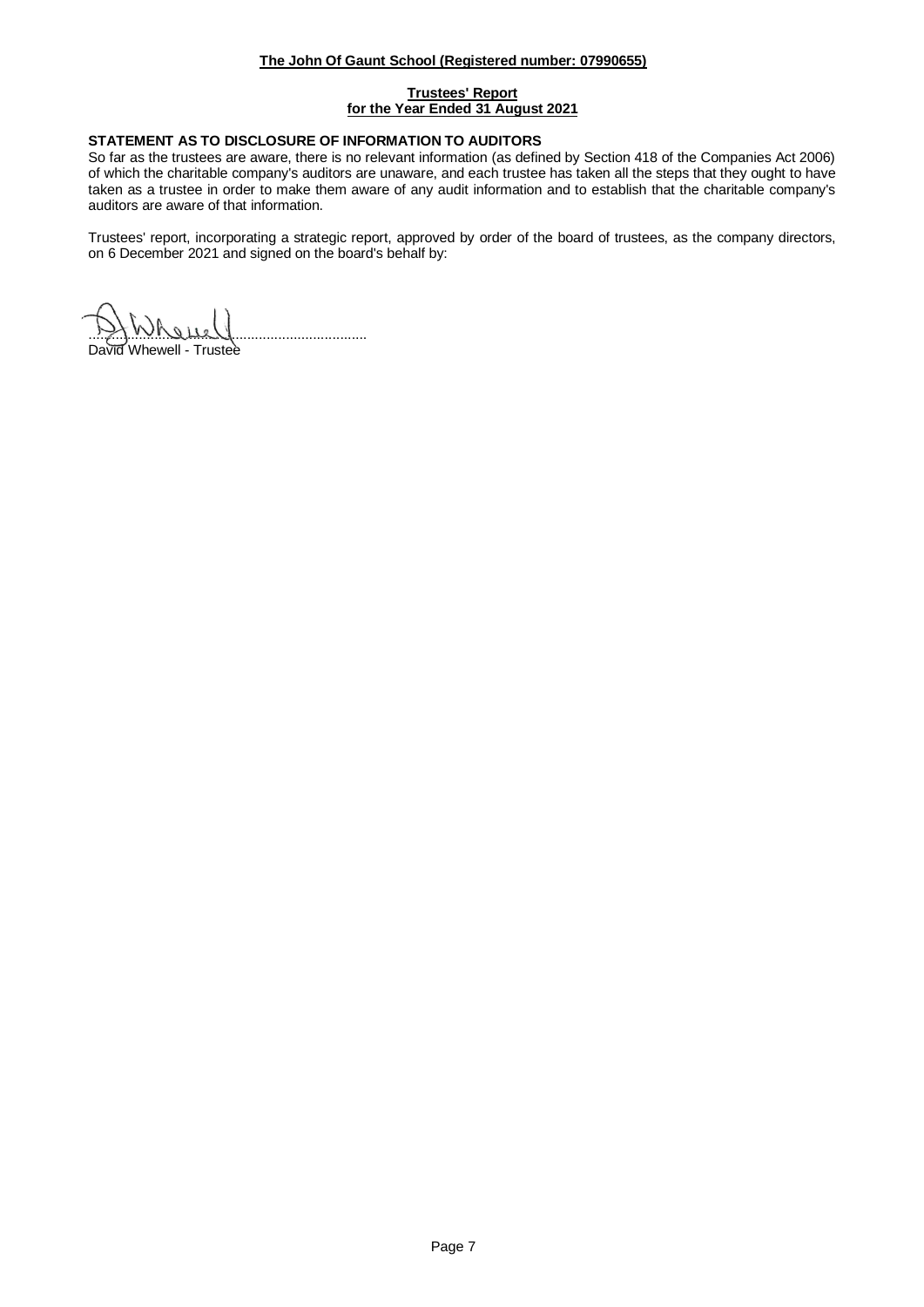**STATEMENT AS TO DISCLOSURE OF INFORMATION TO AUDITORS**

So far as the trustees are aware, there is no relevant information (as defined by Section 418 of the Companies Act 2006) of which the charitable company's auditors are unaware, and each trustee has taken all the steps that they ought to have taken as a trustee in order to make them aware of any audit information and to establish that the charitable company's auditors are aware of that information.

Trustees' report, incorporating a strategic report, approved by order of the board of trustees, as the company directors, on 6 December 2021 and signed on the board's behalf by:

........................................................................

David Whewell - Trustee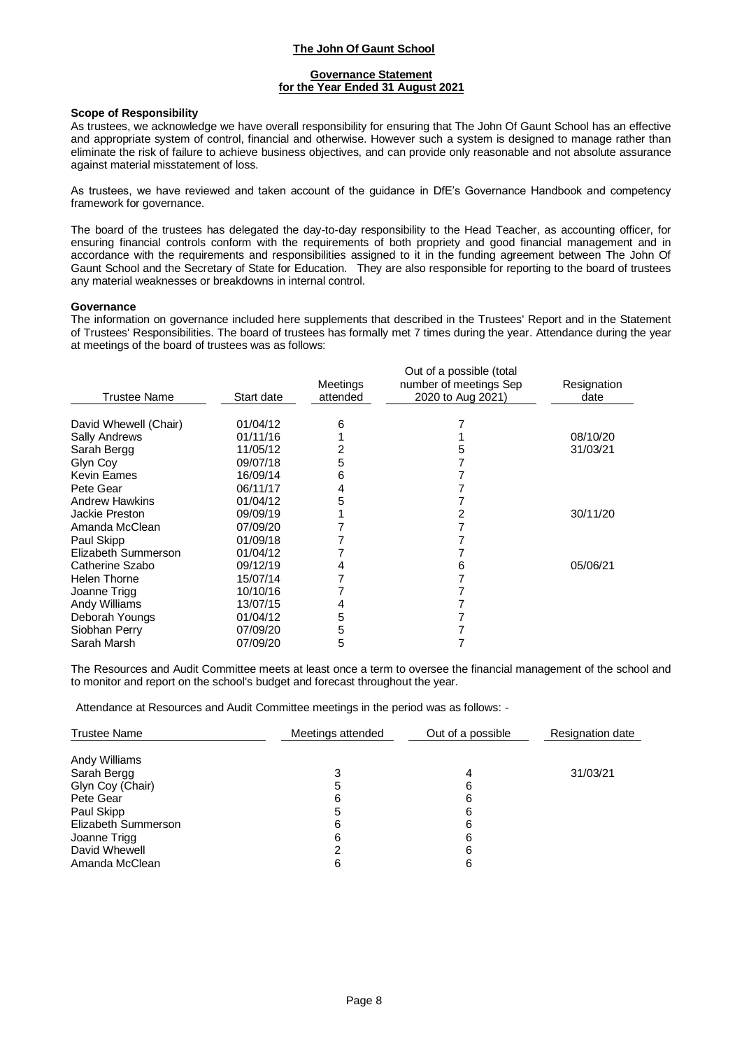**The John Of Gaunt School**

**Governance Statement**
**for the Year Ended 31 August 2021**

**Scope of Responsibility**

As trustees, we acknowledge we have overall responsibility for ensuring that The John Of Gaunt School has an effective and appropriate system of control, financial and otherwise. However such a system is designed to manage rather than eliminate the risk of failure to achieve business objectives, and can provide only reasonable and not absolute assurance against material misstatement of loss.

As trustees, we have reviewed and taken account of the guidance in DfE's Governance Handbook and competency framework for governance.

The board of the trustees has delegated the day-to-day responsibility to the Head Teacher, as accounting officer, for ensuring financial controls conform with the requirements of both propriety and good financial management and in accordance with the requirements and responsibilities assigned to it in the funding agreement between The John Of Gaunt School and the Secretary of State for Education. They are also responsible for reporting to the board of trustees any material weaknesses or breakdowns in internal control.

**Governance**

The information on governance included here supplements that described in the Trustees' Report and in the Statement of Trustees' Responsibilities. The board of trustees has formally met 7 times during the year. Attendance during the year at meetings of the board of trustees was as follows:

| Trustee Name | Start date | Meetings attended | Out of a possible (total number of meetings Sep 2020 to Aug 2021) | Resignation date |
|---|---|---|---|---|
| David Whewell (Chair) | 01/04/12 | 6 | 7 | |
| Sally Andrews | 01/11/16 | 1 | 1 | 08/10/20 |
| Sarah Bergg | 11/05/12 | 2 | 5 | 31/03/21 |
| Glyn Coy | 09/07/18 | 5 | 7 | |
| Kevin Eames | 16/09/14 | 6 | 7 | |
| Pete Gear | 06/11/17 | 4 | 7 | |
| Andrew Hawkins | 01/04/12 | 5 | 7 | |
| Jackie Preston | 09/09/19 | 1 | 2 | 30/11/20 |
| Amanda McClean | 07/09/20 | 7 | 7 | |
| Paul Skipp | 01/09/18 | 7 | 7 | |
| Elizabeth Summerson | 01/04/12 | 7 | 7 | |
| Catherine Szabo | 09/12/19 | 4 | 6 | 05/06/21 |
| Helen Thorne | 15/07/14 | 7 | 7 | |
| Joanne Trigg | 10/10/16 | 7 | 7 | |
| Andy Williams | 13/07/15 | 4 | 7 | |
| Deborah Youngs | 01/04/12 | 5 | 7 | |
| Siobhan Perry | 07/09/20 | 5 | 7 | |
| Sarah Marsh | 07/09/20 | 5 | 7 | |

The Resources and Audit Committee meets at least once a term to oversee the financial management of the school and to monitor and report on the school's budget and forecast throughout the year.

Attendance at Resources and Audit Committee meetings in the period was as follows: -

| Trustee Name | Meetings attended | Out of a possible | Resignation date |
|---|---|---|---|
| Andy Williams | | | |
| Sarah Bergg | 3 | 4 | 31/03/21 |
| Glyn Coy (Chair) | 5 | 6 | |
| Pete Gear | 6 | 6 | |
| Paul Skipp | 5 | 6 | |
| Elizabeth Summerson | 6 | 6 | |
| Joanne Trigg | 6 | 6 | |
| David Whewell | 2 | 6 | |
| Amanda McClean | 6 | 6 | |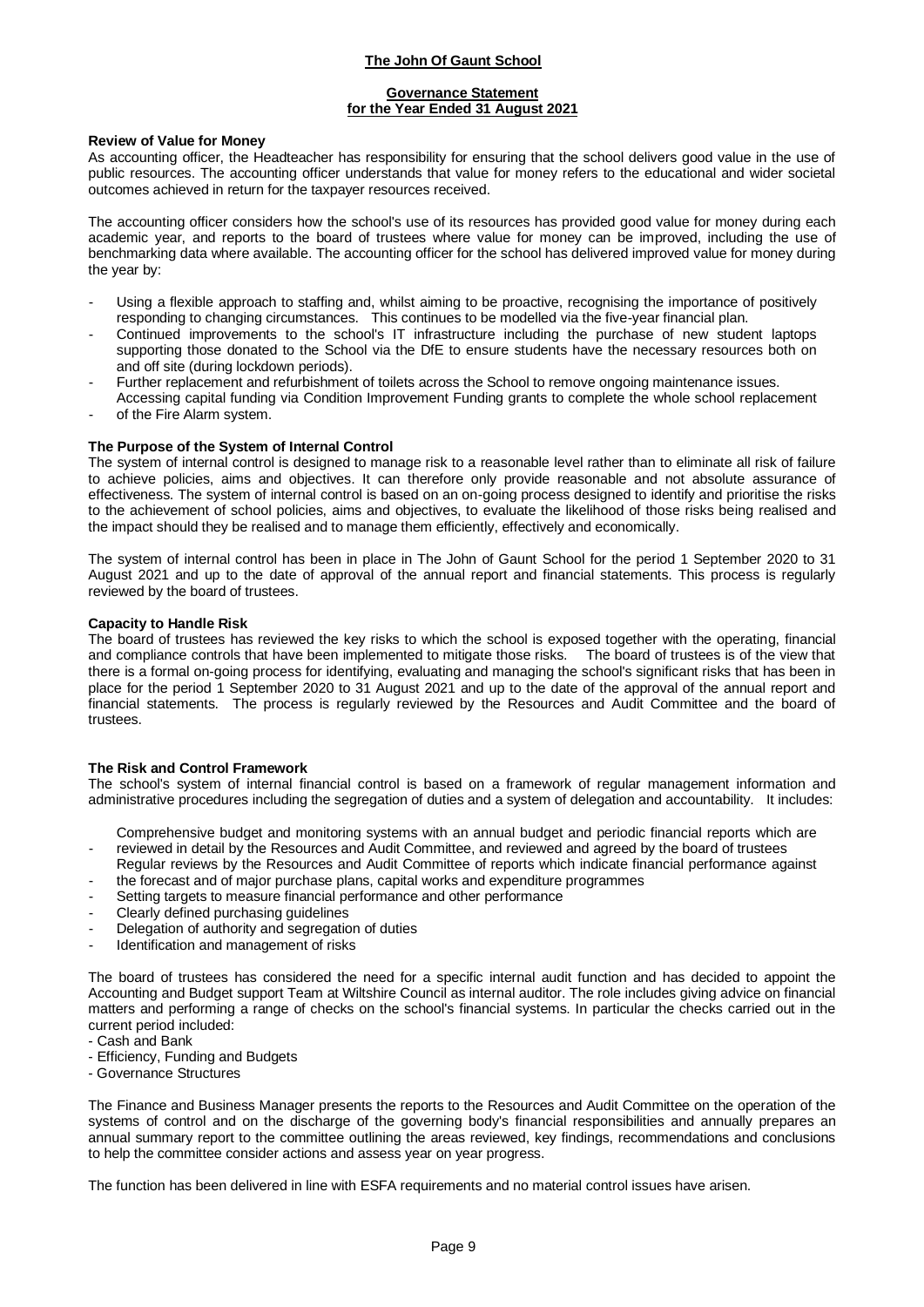**The John Of Gaunt School**

**Governance Statement**
**for the Year Ended 31 August 2021**

**Review of Value for Money**

As accounting officer, the Headteacher has responsibility for ensuring that the school delivers good value in the use of public resources. The accounting officer understands that value for money refers to the educational and wider societal outcomes achieved in return for the taxpayer resources received.

The accounting officer considers how the school's use of its resources has provided good value for money during each academic year, and reports to the board of trustees where value for money can be improved, including the use of benchmarking data where available. The accounting officer for the school has delivered improved value for money during the year by:

- Using a flexible approach to staffing and, whilst aiming to be proactive, recognising the importance of positively responding to changing circumstances. This continues to be modelled via the five-year financial plan.
- Continued improvements to the school's IT infrastructure including the purchase of new student laptops supporting those donated to the School via the DfE to ensure students have the necessary resources both on and off site (during lockdown periods).
- Further replacement and refurbishment of toilets across the School to remove ongoing maintenance issues.
- Accessing capital funding via Condition Improvement Funding grants to complete the whole school replacement of the Fire Alarm system.

**The Purpose of the System of Internal Control**

The system of internal control is designed to manage risk to a reasonable level rather than to eliminate all risk of failure to achieve policies, aims and objectives. It can therefore only provide reasonable and not absolute assurance of effectiveness. The system of internal control is based on an on-going process designed to identify and prioritise the risks to the achievement of school policies, aims and objectives, to evaluate the likelihood of those risks being realised and the impact should they be realised and to manage them efficiently, effectively and economically.

The system of internal control has been in place in The John of Gaunt School for the period 1 September 2020 to 31 August 2021 and up to the date of approval of the annual report and financial statements. This process is regularly reviewed by the board of trustees.

**Capacity to Handle Risk**

The board of trustees has reviewed the key risks to which the school is exposed together with the operating, financial and compliance controls that have been implemented to mitigate those risks. The board of trustees is of the view that there is a formal on-going process for identifying, evaluating and managing the school's significant risks that has been in place for the period 1 September 2020 to 31 August 2021 and up to the date of the approval of the annual report and financial statements. The process is regularly reviewed by the Resources and Audit Committee and the board of trustees.

**The Risk and Control Framework**

The school's system of internal financial control is based on a framework of regular management information and administrative procedures including the segregation of duties and a system of delegation and accountability. It includes:

- Comprehensive budget and monitoring systems with an annual budget and periodic financial reports which are reviewed in detail by the Resources and Audit Committee, and reviewed and agreed by the board of trustees
- Regular reviews by the Resources and Audit Committee of reports which indicate financial performance against the forecast and of major purchase plans, capital works and expenditure programmes
- Setting targets to measure financial performance and other performance
- Clearly defined purchasing guidelines
- Delegation of authority and segregation of duties
- Identification and management of risks

The board of trustees has considered the need for a specific internal audit function and has decided to appoint the Accounting and Budget support Team at Wiltshire Council as internal auditor. The role includes giving advice on financial matters and performing a range of checks on the school's financial systems. In particular the checks carried out in the current period included:

- Cash and Bank
- Efficiency, Funding and Budgets
- Governance Structures

The Finance and Business Manager presents the reports to the Resources and Audit Committee on the operation of the systems of control and on the discharge of the governing body's financial responsibilities and annually prepares an annual summary report to the committee outlining the areas reviewed, key findings, recommendations and conclusions to help the committee consider actions and assess year on year progress.

The function has been delivered in line with ESFA requirements and no material control issues have arisen.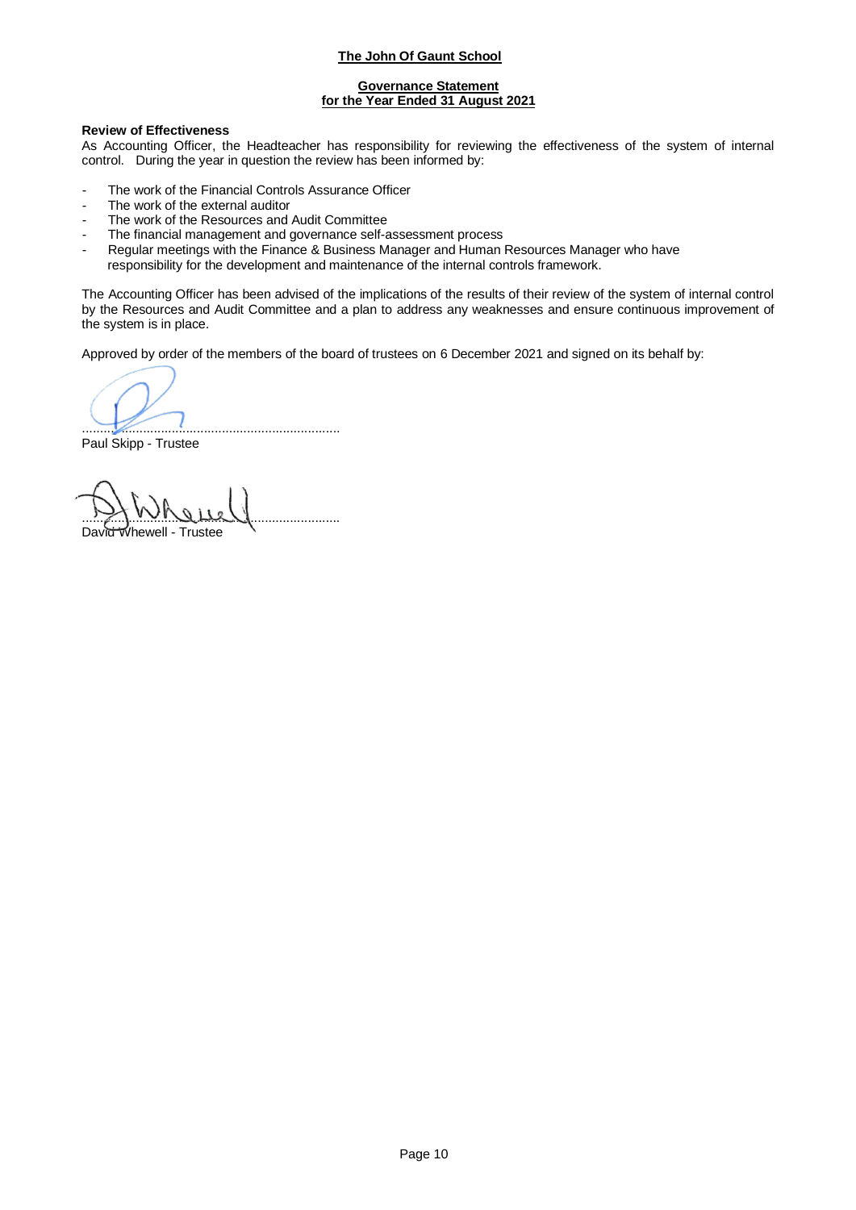**The John Of Gaunt School**

**Governance Statement**
**for the Year Ended 31 August 2021**

**Review of Effectiveness**

As Accounting Officer, the Headteacher has responsibility for reviewing the effectiveness of the system of internal control. During the year in question the review has been informed by:

- The work of the Financial Controls Assurance Officer
- The work of the external auditor
- The work of the Resources and Audit Committee
- The financial management and governance self-assessment process
- Regular meetings with the Finance & Business Manager and Human Resources Manager who have responsibility for the development and maintenance of the internal controls framework.

The Accounting Officer has been advised of the implications of the results of their review of the system of internal control by the Resources and Audit Committee and a plan to address any weaknesses and ensure continuous improvement of the system is in place.

Approved by order of the members of the board of trustees on 6 December 2021 and signed on its behalf by:

..........................................................................
Paul Skipp - Trustee

..........................................................................
David Whewell - Trustee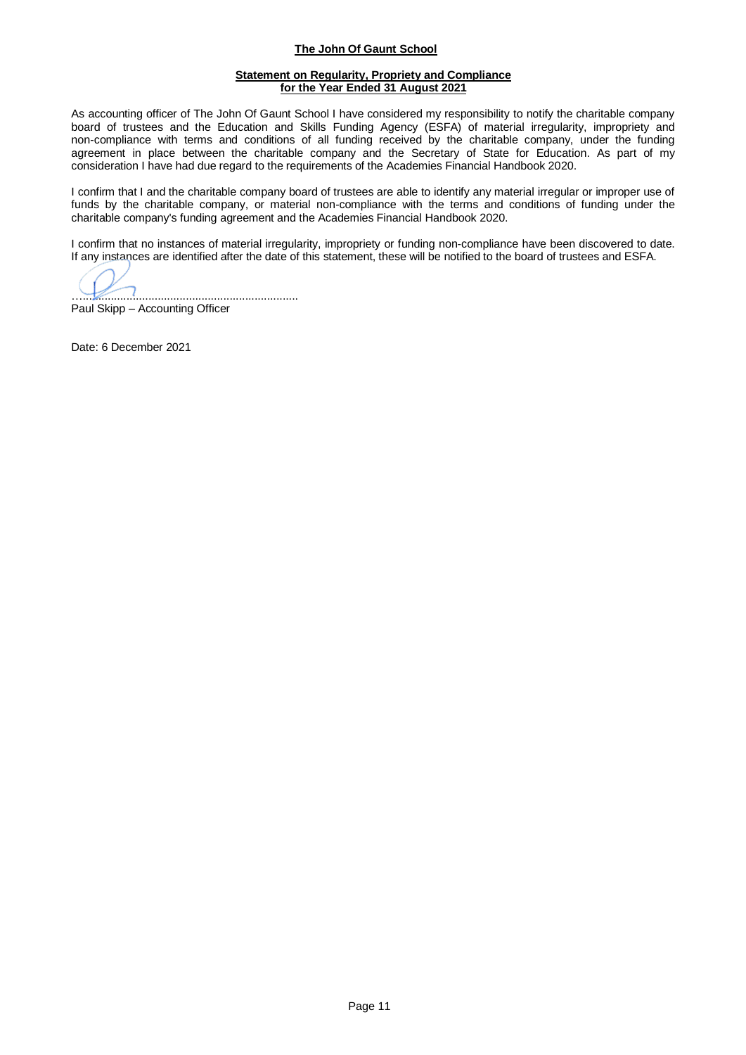**The John Of Gaunt School**

**Statement on Regularity, Propriety and Compliance**
**for the Year Ended 31 August 2021**

As accounting officer of The John Of Gaunt School I have considered my responsibility to notify the charitable company board of trustees and the Education and Skills Funding Agency (ESFA) of material irregularity, impropriety and non-compliance with terms and conditions of all funding received by the charitable company, under the funding agreement in place between the charitable company and the Secretary of State for Education. As part of my consideration I have had due regard to the requirements of the Academies Financial Handbook 2020.

I confirm that I and the charitable company board of trustees are able to identify any material irregular or improper use of funds by the charitable company, or material non-compliance with the terms and conditions of funding under the charitable company's funding agreement and the Academies Financial Handbook 2020.

I confirm that no instances of material irregularity, impropriety or funding non-compliance have been discovered to date. If any instances are identified after the date of this statement, these will be notified to the board of trustees and ESFA.

..........................................................................
Paul Skipp – Accounting Officer

Date: 6 December 2021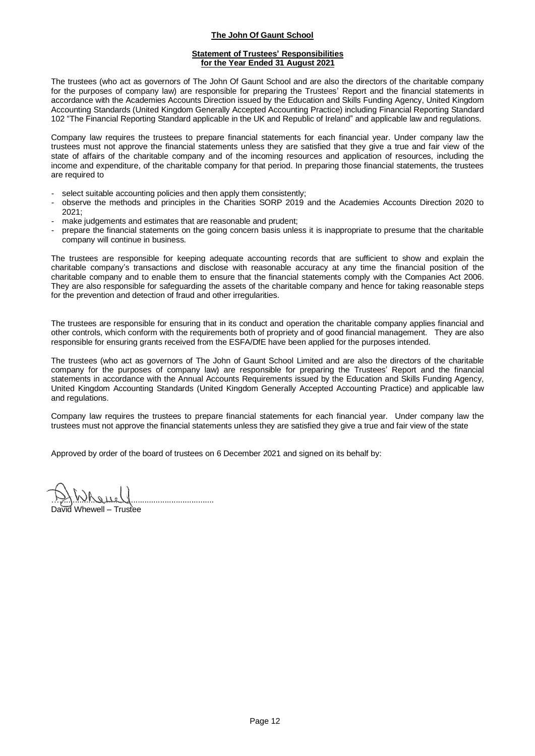**The John Of Gaunt School**

**Statement of Trustees' Responsibilities for the Year Ended 31 August 2021**

The trustees (who act as governors of The John Of Gaunt School and are also the directors of the charitable company for the purposes of company law) are responsible for preparing the Trustees' Report and the financial statements in accordance with the Academies Accounts Direction issued by the Education and Skills Funding Agency, United Kingdom Accounting Standards (United Kingdom Generally Accepted Accounting Practice) including Financial Reporting Standard 102 "The Financial Reporting Standard applicable in the UK and Republic of Ireland" and applicable law and regulations.

Company law requires the trustees to prepare financial statements for each financial year. Under company law the trustees must not approve the financial statements unless they are satisfied that they give a true and fair view of the state of affairs of the charitable company and of the incoming resources and application of resources, including the income and expenditure, of the charitable company for that period. In preparing those financial statements, the trustees are required to

- select suitable accounting policies and then apply them consistently;
- observe the methods and principles in the Charities SORP 2019 and the Academies Accounts Direction 2020 to 2021;
- make judgements and estimates that are reasonable and prudent;
- prepare the financial statements on the going concern basis unless it is inappropriate to presume that the charitable company will continue in business.

The trustees are responsible for keeping adequate accounting records that are sufficient to show and explain the charitable company's transactions and disclose with reasonable accuracy at any time the financial position of the charitable company and to enable them to ensure that the financial statements comply with the Companies Act 2006. They are also responsible for safeguarding the assets of the charitable company and hence for taking reasonable steps for the prevention and detection of fraud and other irregularities.

The trustees are responsible for ensuring that in its conduct and operation the charitable company applies financial and other controls, which conform with the requirements both of propriety and of good financial management. They are also responsible for ensuring grants received from the ESFA/DfE have been applied for the purposes intended.

The trustees (who act as governors of The John of Gaunt School Limited and are also the directors of the charitable company for the purposes of company law) are responsible for preparing the Trustees' Report and the financial statements in accordance with the Annual Accounts Requirements issued by the Education and Skills Funding Agency, United Kingdom Accounting Standards (United Kingdom Generally Accepted Accounting Practice) and applicable law and regulations.

Company law requires the trustees to prepare financial statements for each financial year. Under company law the trustees must not approve the financial statements unless they are satisfied they give a true and fair view of the state

Approved by order of the board of trustees on 6 December 2021 and signed on its behalf by:

..............................................................

David Whewell – Trustee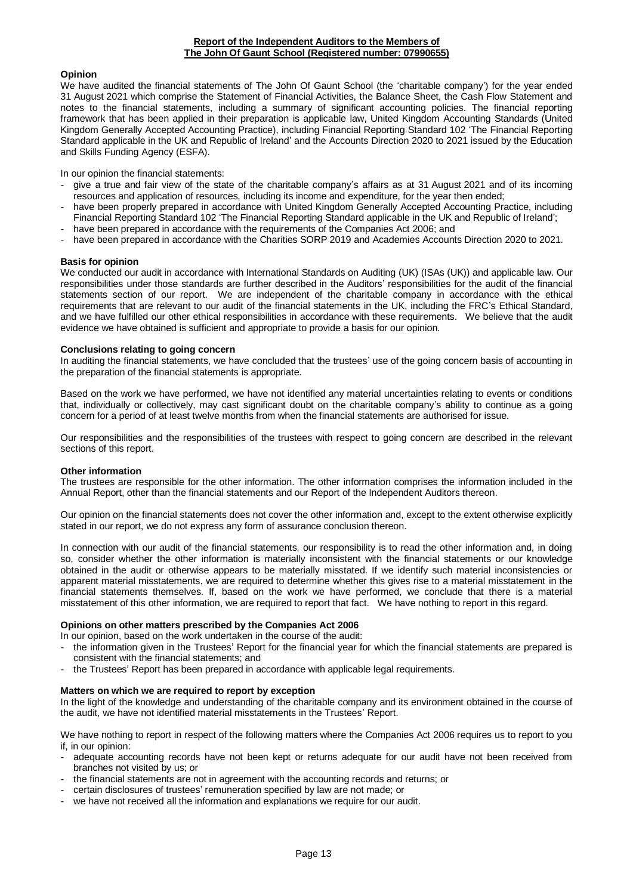**Report of the Independent Auditors to the Members of The John Of Gaunt School (Registered number: 07990655)**

**Opinion**

We have audited the financial statements of The John Of Gaunt School (the 'charitable company') for the year ended 31 August 2021 which comprise the Statement of Financial Activities, the Balance Sheet, the Cash Flow Statement and notes to the financial statements, including a summary of significant accounting policies. The financial reporting framework that has been applied in their preparation is applicable law, United Kingdom Accounting Standards (United Kingdom Generally Accepted Accounting Practice), including Financial Reporting Standard 102 'The Financial Reporting Standard applicable in the UK and Republic of Ireland' and the Accounts Direction 2020 to 2021 issued by the Education and Skills Funding Agency (ESFA).

In our opinion the financial statements:

- give a true and fair view of the state of the charitable company's affairs as at 31 August 2021 and of its incoming resources and application of resources, including its income and expenditure, for the year then ended;
- have been properly prepared in accordance with United Kingdom Generally Accepted Accounting Practice, including Financial Reporting Standard 102 'The Financial Reporting Standard applicable in the UK and Republic of Ireland';
- have been prepared in accordance with the requirements of the Companies Act 2006; and
- have been prepared in accordance with the Charities SORP 2019 and Academies Accounts Direction 2020 to 2021.

**Basis for opinion**

We conducted our audit in accordance with International Standards on Auditing (UK) (ISAs (UK)) and applicable law. Our responsibilities under those standards are further described in the Auditors' responsibilities for the audit of the financial statements section of our report. We are independent of the charitable company in accordance with the ethical requirements that are relevant to our audit of the financial statements in the UK, including the FRC's Ethical Standard, and we have fulfilled our other ethical responsibilities in accordance with these requirements. We believe that the audit evidence we have obtained is sufficient and appropriate to provide a basis for our opinion.

**Conclusions relating to going concern**

In auditing the financial statements, we have concluded that the trustees' use of the going concern basis of accounting in the preparation of the financial statements is appropriate.

Based on the work we have performed, we have not identified any material uncertainties relating to events or conditions that, individually or collectively, may cast significant doubt on the charitable company's ability to continue as a going concern for a period of at least twelve months from when the financial statements are authorised for issue.

Our responsibilities and the responsibilities of the trustees with respect to going concern are described in the relevant sections of this report.

**Other information**

The trustees are responsible for the other information. The other information comprises the information included in the Annual Report, other than the financial statements and our Report of the Independent Auditors thereon.

Our opinion on the financial statements does not cover the other information and, except to the extent otherwise explicitly stated in our report, we do not express any form of assurance conclusion thereon.

In connection with our audit of the financial statements, our responsibility is to read the other information and, in doing so, consider whether the other information is materially inconsistent with the financial statements or our knowledge obtained in the audit or otherwise appears to be materially misstated. If we identify such material inconsistencies or apparent material misstatements, we are required to determine whether this gives rise to a material misstatement in the financial statements themselves. If, based on the work we have performed, we conclude that there is a material misstatement of this other information, we are required to report that fact. We have nothing to report in this regard.

**Opinions on other matters prescribed by the Companies Act 2006**

In our opinion, based on the work undertaken in the course of the audit:

- the information given in the Trustees' Report for the financial year for which the financial statements are prepared is consistent with the financial statements; and
- the Trustees' Report has been prepared in accordance with applicable legal requirements.

**Matters on which we are required to report by exception**

In the light of the knowledge and understanding of the charitable company and its environment obtained in the course of the audit, we have not identified material misstatements in the Trustees' Report.

We have nothing to report in respect of the following matters where the Companies Act 2006 requires us to report to you if, in our opinion:

- adequate accounting records have not been kept or returns adequate for our audit have not been received from branches not visited by us; or
- the financial statements are not in agreement with the accounting records and returns; or
- certain disclosures of trustees' remuneration specified by law are not made; or
- we have not received all the information and explanations we require for our audit.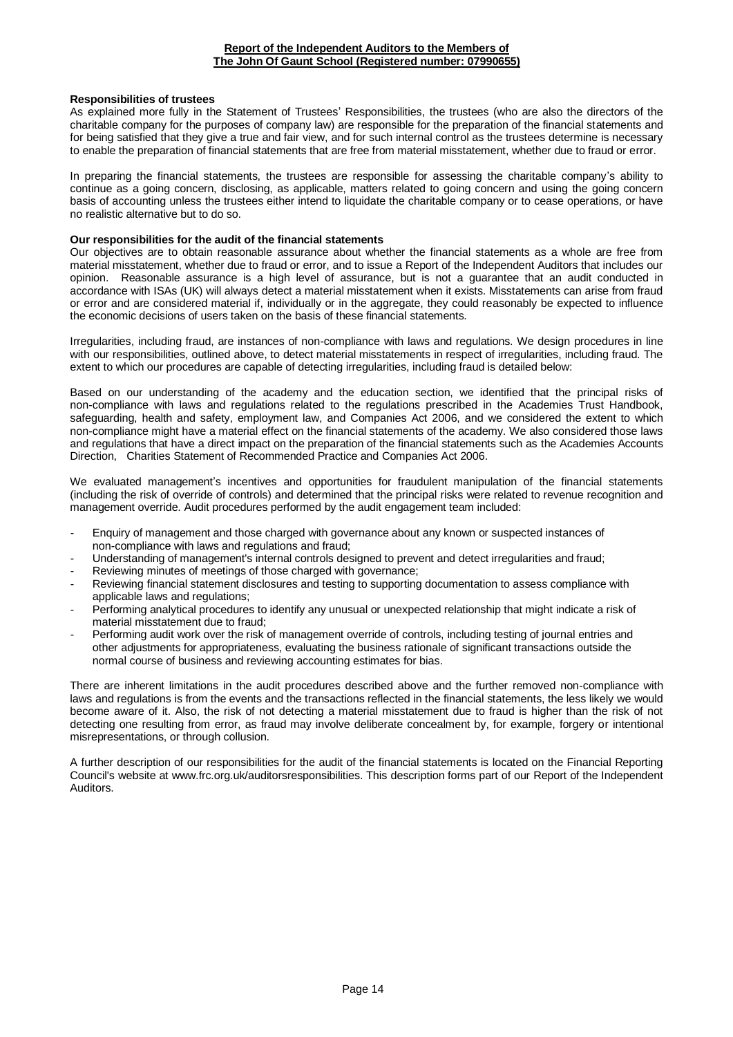**Report of the Independent Auditors to the Members of The John Of Gaunt School (Registered number: 07990655)**

**Responsibilities of trustees**

As explained more fully in the Statement of Trustees' Responsibilities, the trustees (who are also the directors of the charitable company for the purposes of company law) are responsible for the preparation of the financial statements and for being satisfied that they give a true and fair view, and for such internal control as the trustees determine is necessary to enable the preparation of financial statements that are free from material misstatement, whether due to fraud or error.

In preparing the financial statements, the trustees are responsible for assessing the charitable company's ability to continue as a going concern, disclosing, as applicable, matters related to going concern and using the going concern basis of accounting unless the trustees either intend to liquidate the charitable company or to cease operations, or have no realistic alternative but to do so.

**Our responsibilities for the audit of the financial statements**

Our objectives are to obtain reasonable assurance about whether the financial statements as a whole are free from material misstatement, whether due to fraud or error, and to issue a Report of the Independent Auditors that includes our opinion. Reasonable assurance is a high level of assurance, but is not a guarantee that an audit conducted in accordance with ISAs (UK) will always detect a material misstatement when it exists. Misstatements can arise from fraud or error and are considered material if, individually or in the aggregate, they could reasonably be expected to influence the economic decisions of users taken on the basis of these financial statements.

Irregularities, including fraud, are instances of non-compliance with laws and regulations. We design procedures in line with our responsibilities, outlined above, to detect material misstatements in respect of irregularities, including fraud. The extent to which our procedures are capable of detecting irregularities, including fraud is detailed below:

Based on our understanding of the academy and the education section, we identified that the principal risks of non-compliance with laws and regulations related to the regulations prescribed in the Academies Trust Handbook, safeguarding, health and safety, employment law, and Companies Act 2006, and we considered the extent to which non-compliance might have a material effect on the financial statements of the academy. We also considered those laws and regulations that have a direct impact on the preparation of the financial statements such as the Academies Accounts Direction, Charities Statement of Recommended Practice and Companies Act 2006.

We evaluated management's incentives and opportunities for fraudulent manipulation of the financial statements (including the risk of override of controls) and determined that the principal risks were related to revenue recognition and management override. Audit procedures performed by the audit engagement team included:

- Enquiry of management and those charged with governance about any known or suspected instances of non-compliance with laws and regulations and fraud;
- Understanding of management's internal controls designed to prevent and detect irregularities and fraud;
- Reviewing minutes of meetings of those charged with governance;
- Reviewing financial statement disclosures and testing to supporting documentation to assess compliance with applicable laws and regulations;
- Performing analytical procedures to identify any unusual or unexpected relationship that might indicate a risk of material misstatement due to fraud;
- Performing audit work over the risk of management override of controls, including testing of journal entries and other adjustments for appropriateness, evaluating the business rationale of significant transactions outside the normal course of business and reviewing accounting estimates for bias.

There are inherent limitations in the audit procedures described above and the further removed non-compliance with laws and regulations is from the events and the transactions reflected in the financial statements, the less likely we would become aware of it. Also, the risk of not detecting a material misstatement due to fraud is higher than the risk of not detecting one resulting from error, as fraud may involve deliberate concealment by, for example, forgery or intentional misrepresentations, or through collusion.

A further description of our responsibilities for the audit of the financial statements is located on the Financial Reporting Council's website at www.frc.org.uk/auditorsresponsibilities. This description forms part of our Report of the Independent Auditors.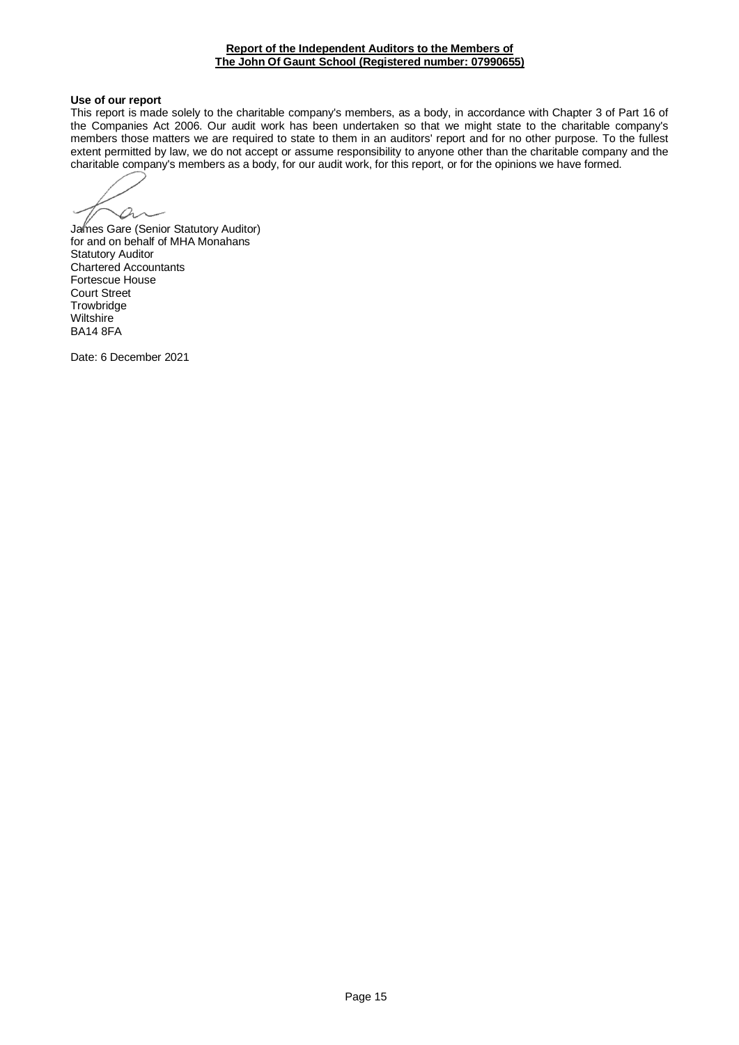**Report of the Independent Auditors to the Members of**
**The John Of Gaunt School (Registered number: 07990655)**

**Use of our report**

This report is made solely to the charitable company's members, as a body, in accordance with Chapter 3 of Part 16 of the Companies Act 2006. Our audit work has been undertaken so that we might state to the charitable company's members those matters we are required to state to them in an auditors' report and for no other purpose. To the fullest extent permitted by law, we do not accept or assume responsibility to anyone other than the charitable company and the charitable company's members as a body, for our audit work, for this report, or for the opinions we have formed.

James Gare (Senior Statutory Auditor)
for and on behalf of MHA Monahans
Statutory Auditor
Chartered Accountants
Fortescue House
Court Street
Trowbridge
Wiltshire
BA14 8FA

Date: 6 December 2021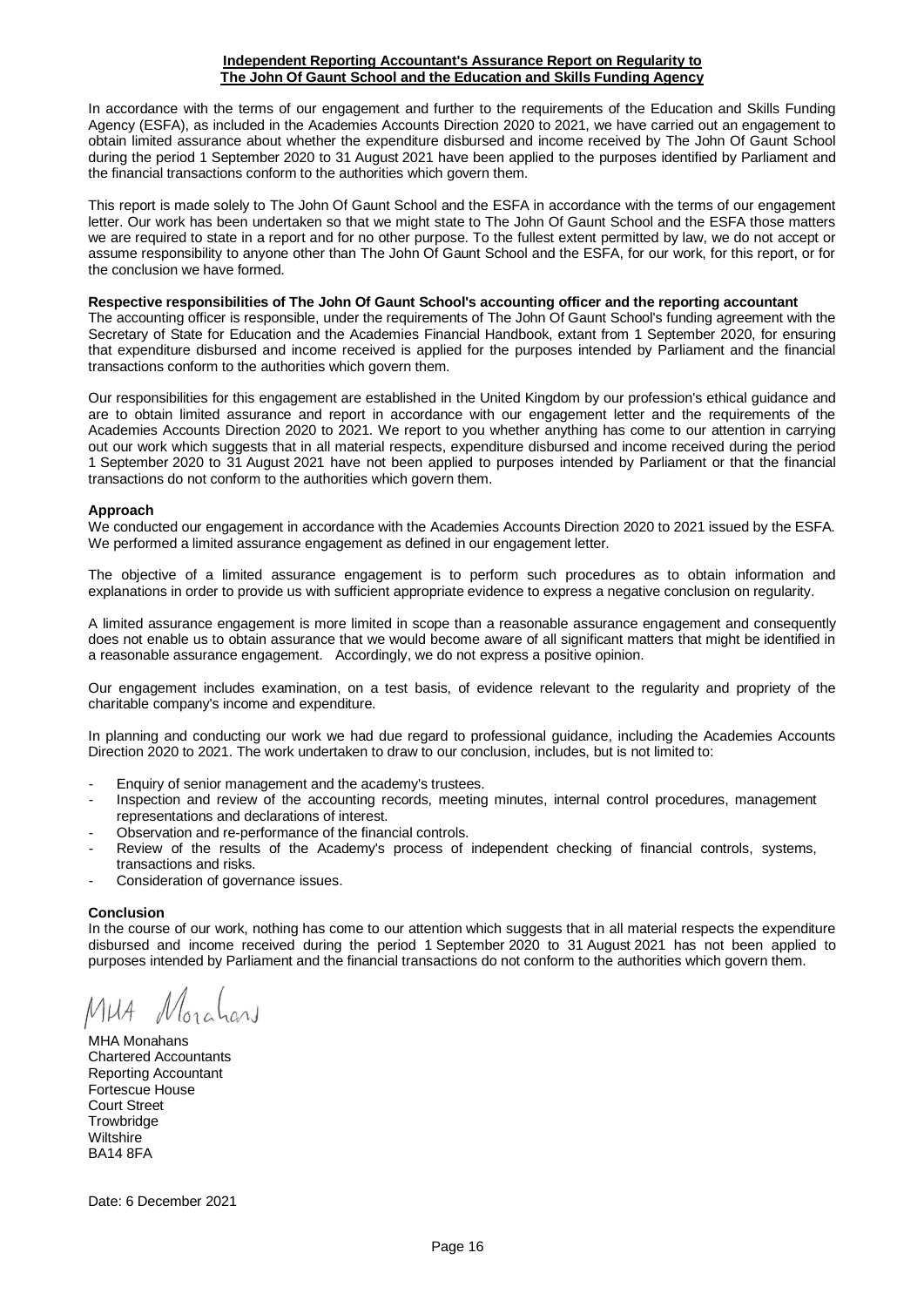**Independent Reporting Accountant's Assurance Report on Regularity to The John Of Gaunt School and the Education and Skills Funding Agency**

In accordance with the terms of our engagement and further to the requirements of the Education and Skills Funding Agency (ESFA), as included in the Academies Accounts Direction 2020 to 2021, we have carried out an engagement to obtain limited assurance about whether the expenditure disbursed and income received by The John Of Gaunt School during the period 1 September 2020 to 31 August 2021 have been applied to the purposes identified by Parliament and the financial transactions conform to the authorities which govern them.

This report is made solely to The John Of Gaunt School and the ESFA in accordance with the terms of our engagement letter. Our work has been undertaken so that we might state to The John Of Gaunt School and the ESFA those matters we are required to state in a report and for no other purpose. To the fullest extent permitted by law, we do not accept or assume responsibility to anyone other than The John Of Gaunt School and the ESFA, for our work, for this report, or for the conclusion we have formed.

**Respective responsibilities of The John Of Gaunt School's accounting officer and the reporting accountant**

The accounting officer is responsible, under the requirements of The John Of Gaunt School's funding agreement with the Secretary of State for Education and the Academies Financial Handbook, extant from 1 September 2020, for ensuring that expenditure disbursed and income received is applied for the purposes intended by Parliament and the financial transactions conform to the authorities which govern them.

Our responsibilities for this engagement are established in the United Kingdom by our profession's ethical guidance and are to obtain limited assurance and report in accordance with our engagement letter and the requirements of the Academies Accounts Direction 2020 to 2021. We report to you whether anything has come to our attention in carrying out our work which suggests that in all material respects, expenditure disbursed and income received during the period 1 September 2020 to 31 August 2021 have not been applied to purposes intended by Parliament or that the financial transactions do not conform to the authorities which govern them.

**Approach**

We conducted our engagement in accordance with the Academies Accounts Direction 2020 to 2021 issued by the ESFA. We performed a limited assurance engagement as defined in our engagement letter.

The objective of a limited assurance engagement is to perform such procedures as to obtain information and explanations in order to provide us with sufficient appropriate evidence to express a negative conclusion on regularity.

A limited assurance engagement is more limited in scope than a reasonable assurance engagement and consequently does not enable us to obtain assurance that we would become aware of all significant matters that might be identified in a reasonable assurance engagement. Accordingly, we do not express a positive opinion.

Our engagement includes examination, on a test basis, of evidence relevant to the regularity and propriety of the charitable company's income and expenditure.

In planning and conducting our work we had due regard to professional guidance, including the Academies Accounts Direction 2020 to 2021. The work undertaken to draw to our conclusion, includes, but is not limited to:

- Enquiry of senior management and the academy's trustees.
- Inspection and review of the accounting records, meeting minutes, internal control procedures, management representations and declarations of interest.
- Observation and re-performance of the financial controls.
- Review of the results of the Academy's process of independent checking of financial controls, systems, transactions and risks.
- Consideration of governance issues.

**Conclusion**

In the course of our work, nothing has come to our attention which suggests that in all material respects the expenditure disbursed and income received during the period 1 September 2020 to 31 August 2021 has not been applied to purposes intended by Parliament and the financial transactions do not conform to the authorities which govern them.

MHA Monahans

MHA Monahans
Chartered Accountants
Reporting Accountant
Fortescue House
Court Street
Trowbridge
Wiltshire
BA14 8FA

Date: 6 December 2021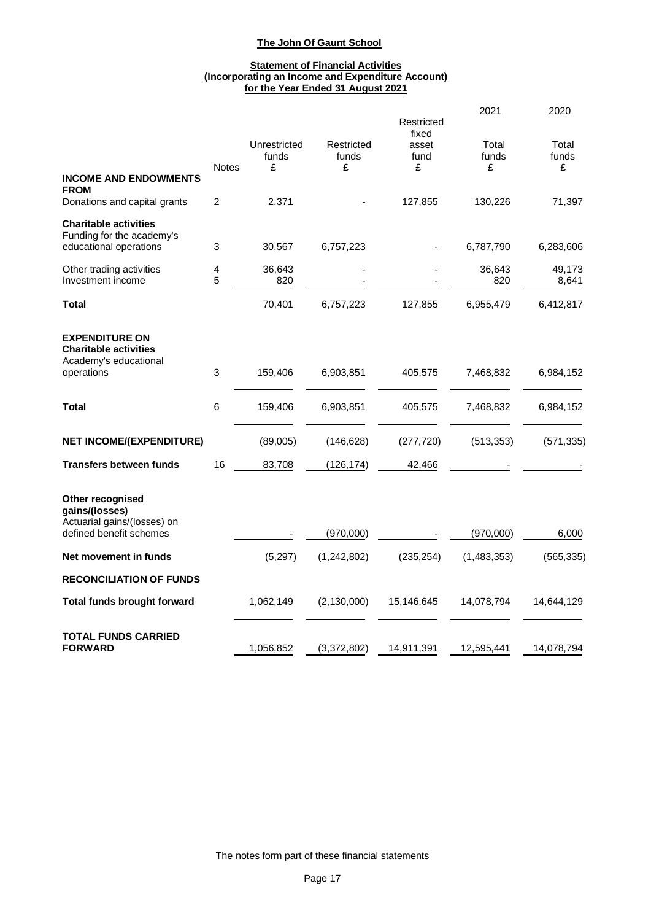# The John Of Gaunt School

## Statement of Financial Activities
## (Incorporating an Income and Expenditure Account)
## for the Year Ended 31 August 2021

| | Notes | Unrestricted funds £ | Restricted funds £ | Restricted fixed asset fund £ | 2021 Total funds £ | 2020 Total funds £ |
|---|---|---|---|---|---|---|
| **INCOME AND ENDOWMENTS FROM** | | | | | | |
| Donations and capital grants | 2 | 2,371 | - | 127,855 | 130,226 | 71,397 |
| **Charitable activities** | | | | | | |
| Funding for the academy's educational operations | 3 | 30,567 | 6,757,223 | - | 6,787,790 | 6,283,606 |
| Other trading activities | 4 | 36,643 | - | - | 36,643 | 49,173 |
| Investment income | 5 | 820 | - | - | 820 | 8,641 |
| **Total** | | 70,401 | 6,757,223 | 127,855 | 6,955,479 | 6,412,817 |
| **EXPENDITURE ON** | | | | | | |
| **Charitable activities** | | | | | | |
| Academy's educational operations | 3 | 159,406 | 6,903,851 | 405,575 | 7,468,832 | 6,984,152 |
| **Total** | 6 | 159,406 | 6,903,851 | 405,575 | 7,468,832 | 6,984,152 |
| **NET INCOME/(EXPENDITURE)** | | (89,005) | (146,628) | (277,720) | (513,353) | (571,335) |
| **Transfers between funds** | 16 | 83,708 | (126,174) | 42,466 | - | - |
| **Other recognised gains/(losses)** | | | | | | |
| Actuarial gains/(losses) on defined benefit schemes | | - | (970,000) | - | (970,000) | 6,000 |
| **Net movement in funds** | | (5,297) | (1,242,802) | (235,254) | (1,483,353) | (565,335) |
| **RECONCILIATION OF FUNDS** | | | | | | |
| **Total funds brought forward** | | 1,062,149 | (2,130,000) | 15,146,645 | 14,078,794 | 14,644,129 |
| **TOTAL FUNDS CARRIED FORWARD** | | 1,056,852 | (3,372,802) | 14,911,391 | 12,595,441 | 14,078,794 |

The notes form part of these financial statements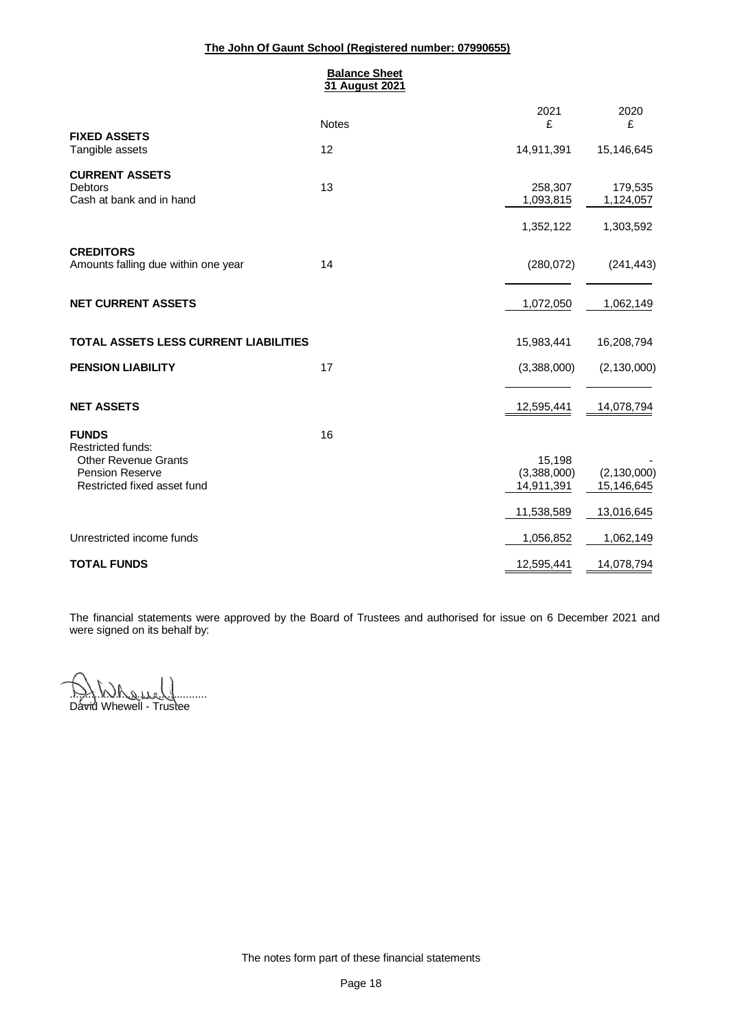**The John Of Gaunt School (Registered number: 07990655)**

**Balance Sheet**
**31 August 2021**

| | Notes | 2021 £ | 2020 £ |
|---|---|---|---|
| **FIXED ASSETS** | | | |
| Tangible assets | 12 | 14,911,391 | 15,146,645 |
| **CURRENT ASSETS** | | | |
| Debtors | 13 | 258,307 | 179,535 |
| Cash at bank and in hand | | 1,093,815 | 1,124,057 |
| | | 1,352,122 | 1,303,592 |
| **CREDITORS** | | | |
| Amounts falling due within one year | 14 | (280,072) | (241,443) |
| **NET CURRENT ASSETS** | | 1,072,050 | 1,062,149 |
| **TOTAL ASSETS LESS CURRENT LIABILITIES** | | 15,983,441 | 16,208,794 |
| **PENSION LIABILITY** | 17 | (3,388,000) | (2,130,000) |
| **NET ASSETS** | | 12,595,441 | 14,078,794 |
| **FUNDS** | 16 | | |
| Restricted funds: | | | |
| Other Revenue Grants | | 15,198 | - |
| Pension Reserve | | (3,388,000) | (2,130,000) |
| Restricted fixed asset fund | | 14,911,391 | 15,146,645 |
| | | 11,538,589 | 13,016,645 |
| Unrestricted income funds | | 1,056,852 | 1,062,149 |
| **TOTAL FUNDS** | | 12,595,441 | 14,078,794 |

The financial statements were approved by the Board of Trustees and authorised for issue on 6 December 2021 and were signed on its behalf by:

.............................................
David Whewell - Trustee

The notes form part of these financial statements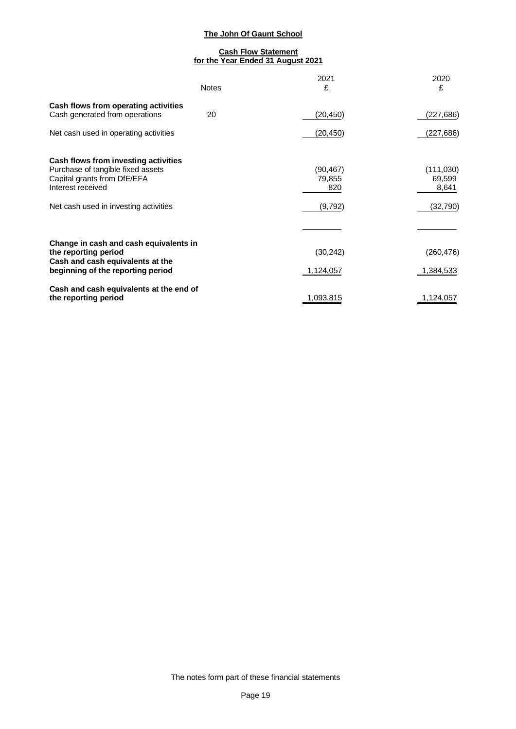**The John Of Gaunt School**

**Cash Flow Statement**
**for the Year Ended 31 August 2021**

| | Notes | 2021 £ | 2020 £ |
|---|---|---|---|
| **Cash flows from operating activities** | | | |
| Cash generated from operations | 20 | (20,450) | (227,686) |
| Net cash used in operating activities | | (20,450) | (227,686) |
| **Cash flows from investing activities** | | | |
| Purchase of tangible fixed assets | | (90,467) | (111,030) |
| Capital grants from DfE/EFA | | 79,855 | 69,599 |
| Interest received | | 820 | 8,641 |
| Net cash used in investing activities | | (9,792) | (32,790) |
| **Change in cash and cash equivalents in the reporting period** | | (30,242) | (260,476) |
| **Cash and cash equivalents at the beginning of the reporting period** | | 1,124,057 | 1,384,533 |
| **Cash and cash equivalents at the end of the reporting period** | | 1,093,815 | 1,124,057 |

The notes form part of these financial statements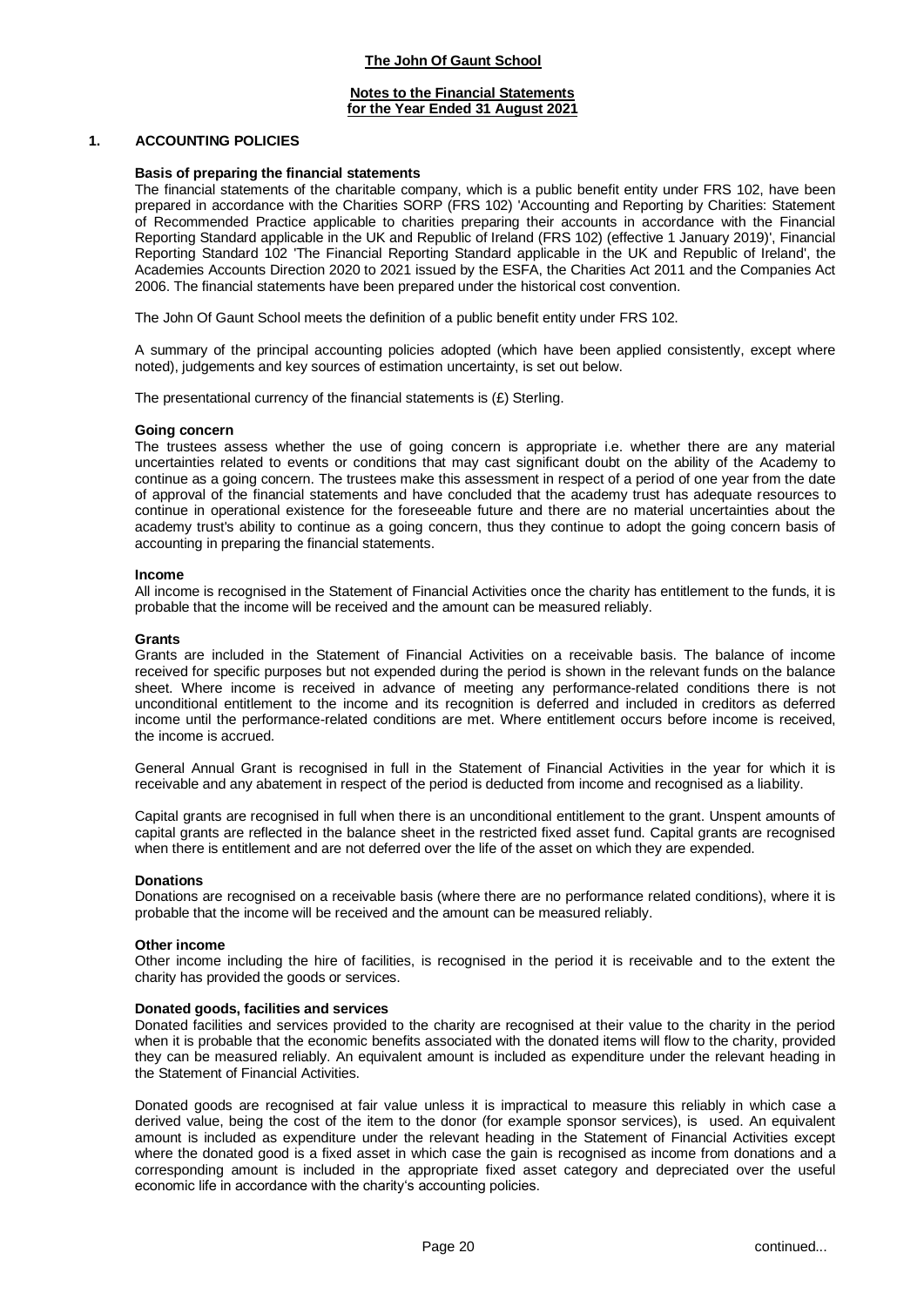# The John Of Gaunt School

## Notes to the Financial Statements for the Year Ended 31 August 2021

## 1. ACCOUNTING POLICIES

### Basis of preparing the financial statements

The financial statements of the charitable company, which is a public benefit entity under FRS 102, have been prepared in accordance with the Charities SORP (FRS 102) 'Accounting and Reporting by Charities: Statement of Recommended Practice applicable to charities preparing their accounts in accordance with the Financial Reporting Standard applicable in the UK and Republic of Ireland (FRS 102) (effective 1 January 2019)', Financial Reporting Standard 102 'The Financial Reporting Standard applicable in the UK and Republic of Ireland', the Academies Accounts Direction 2020 to 2021 issued by the ESFA, the Charities Act 2011 and the Companies Act 2006. The financial statements have been prepared under the historical cost convention.

The John Of Gaunt School meets the definition of a public benefit entity under FRS 102.

A summary of the principal accounting policies adopted (which have been applied consistently, except where noted), judgements and key sources of estimation uncertainty, is set out below.

The presentational currency of the financial statements is (£) Sterling.

### Going concern

The trustees assess whether the use of going concern is appropriate i.e. whether there are any material uncertainties related to events or conditions that may cast significant doubt on the ability of the Academy to continue as a going concern. The trustees make this assessment in respect of a period of one year from the date of approval of the financial statements and have concluded that the academy trust has adequate resources to continue in operational existence for the foreseeable future and there are no material uncertainties about the academy trust's ability to continue as a going concern, thus they continue to adopt the going concern basis of accounting in preparing the financial statements.

### Income

All income is recognised in the Statement of Financial Activities once the charity has entitlement to the funds, it is probable that the income will be received and the amount can be measured reliably.

### Grants

Grants are included in the Statement of Financial Activities on a receivable basis. The balance of income received for specific purposes but not expended during the period is shown in the relevant funds on the balance sheet. Where income is received in advance of meeting any performance-related conditions there is not unconditional entitlement to the income and its recognition is deferred and included in creditors as deferred income until the performance-related conditions are met. Where entitlement occurs before income is received, the income is accrued.

General Annual Grant is recognised in full in the Statement of Financial Activities in the year for which it is receivable and any abatement in respect of the period is deducted from income and recognised as a liability.

Capital grants are recognised in full when there is an unconditional entitlement to the grant. Unspent amounts of capital grants are reflected in the balance sheet in the restricted fixed asset fund. Capital grants are recognised when there is entitlement and are not deferred over the life of the asset on which they are expended.

### Donations

Donations are recognised on a receivable basis (where there are no performance related conditions), where it is probable that the income will be received and the amount can be measured reliably.

### Other income

Other income including the hire of facilities, is recognised in the period it is receivable and to the extent the charity has provided the goods or services.

### Donated goods, facilities and services

Donated facilities and services provided to the charity are recognised at their value to the charity in the period when it is probable that the economic benefits associated with the donated items will flow to the charity, provided they can be measured reliably. An equivalent amount is included as expenditure under the relevant heading in the Statement of Financial Activities.

Donated goods are recognised at fair value unless it is impractical to measure this reliably in which case a derived value, being the cost of the item to the donor (for example sponsor services), is used. An equivalent amount is included as expenditure under the relevant heading in the Statement of Financial Activities except where the donated good is a fixed asset in which case the gain is recognised as income from donations and a corresponding amount is included in the appropriate fixed asset category and depreciated over the useful economic life in accordance with the charity's accounting policies.

continued...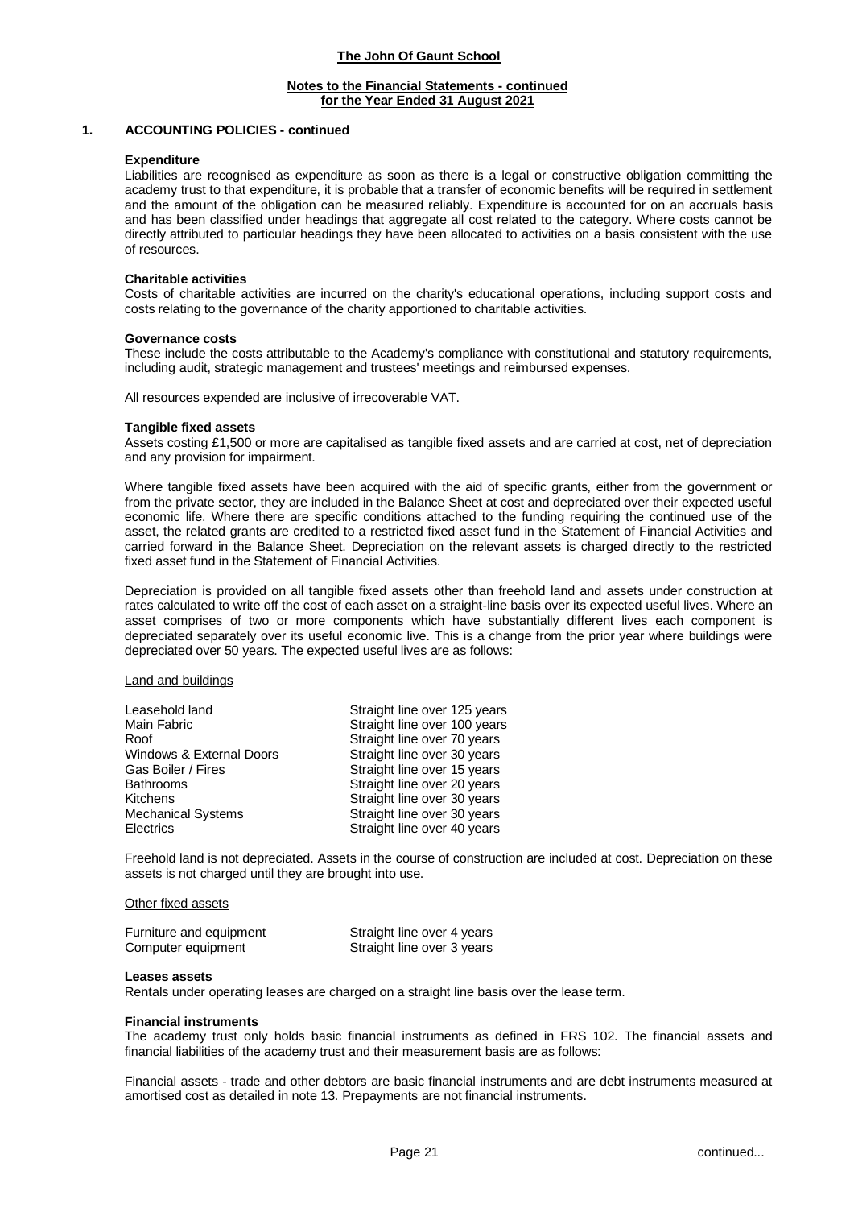## 1. ACCOUNTING POLICIES - continued

**Expenditure**

Liabilities are recognised as expenditure as soon as there is a legal or constructive obligation committing the academy trust to that expenditure, it is probable that a transfer of economic benefits will be required in settlement and the amount of the obligation can be measured reliably. Expenditure is accounted for on an accruals basis and has been classified under headings that aggregate all cost related to the category. Where costs cannot be directly attributed to particular headings they have been allocated to activities on a basis consistent with the use of resources.

**Charitable activities**

Costs of charitable activities are incurred on the charity's educational operations, including support costs and costs relating to the governance of the charity apportioned to charitable activities.

**Governance costs**

These include the costs attributable to the Academy's compliance with constitutional and statutory requirements, including audit, strategic management and trustees' meetings and reimbursed expenses.

All resources expended are inclusive of irrecoverable VAT.

**Tangible fixed assets**

Assets costing £1,500 or more are capitalised as tangible fixed assets and are carried at cost, net of depreciation and any provision for impairment.

Where tangible fixed assets have been acquired with the aid of specific grants, either from the government or from the private sector, they are included in the Balance Sheet at cost and depreciated over their expected useful economic life. Where there are specific conditions attached to the funding requiring the continued use of the asset, the related grants are credited to a restricted fixed asset fund in the Statement of Financial Activities and carried forward in the Balance Sheet. Depreciation on the relevant assets is charged directly to the restricted fixed asset fund in the Statement of Financial Activities.

Depreciation is provided on all tangible fixed assets other than freehold land and assets under construction at rates calculated to write off the cost of each asset on a straight-line basis over its expected useful lives. Where an asset comprises of two or more components which have substantially different lives each component is depreciated separately over its useful economic live. This is a change from the prior year where buildings were depreciated over 50 years. The expected useful lives are as follows:

Land and buildings

| | |
|---|---|
| Leasehold land | Straight line over 125 years |
| Main Fabric | Straight line over 100 years |
| Roof | Straight line over 70 years |
| Windows & External Doors | Straight line over 30 years |
| Gas Boiler / Fires | Straight line over 15 years |
| Bathrooms | Straight line over 20 years |
| Kitchens | Straight line over 30 years |
| Mechanical Systems | Straight line over 30 years |
| Electrics | Straight line over 40 years |

Freehold land is not depreciated. Assets in the course of construction are included at cost. Depreciation on these assets is not charged until they are brought into use.

Other fixed assets

| | |
|---|---|
| Furniture and equipment | Straight line over 4 years |
| Computer equipment | Straight line over 3 years |

**Leases assets**

Rentals under operating leases are charged on a straight line basis over the lease term.

**Financial instruments**

The academy trust only holds basic financial instruments as defined in FRS 102. The financial assets and financial liabilities of the academy trust and their measurement basis are as follows:

Financial assets - trade and other debtors are basic financial instruments and are debt instruments measured at amortised cost as detailed in note 13. Prepayments are not financial instruments.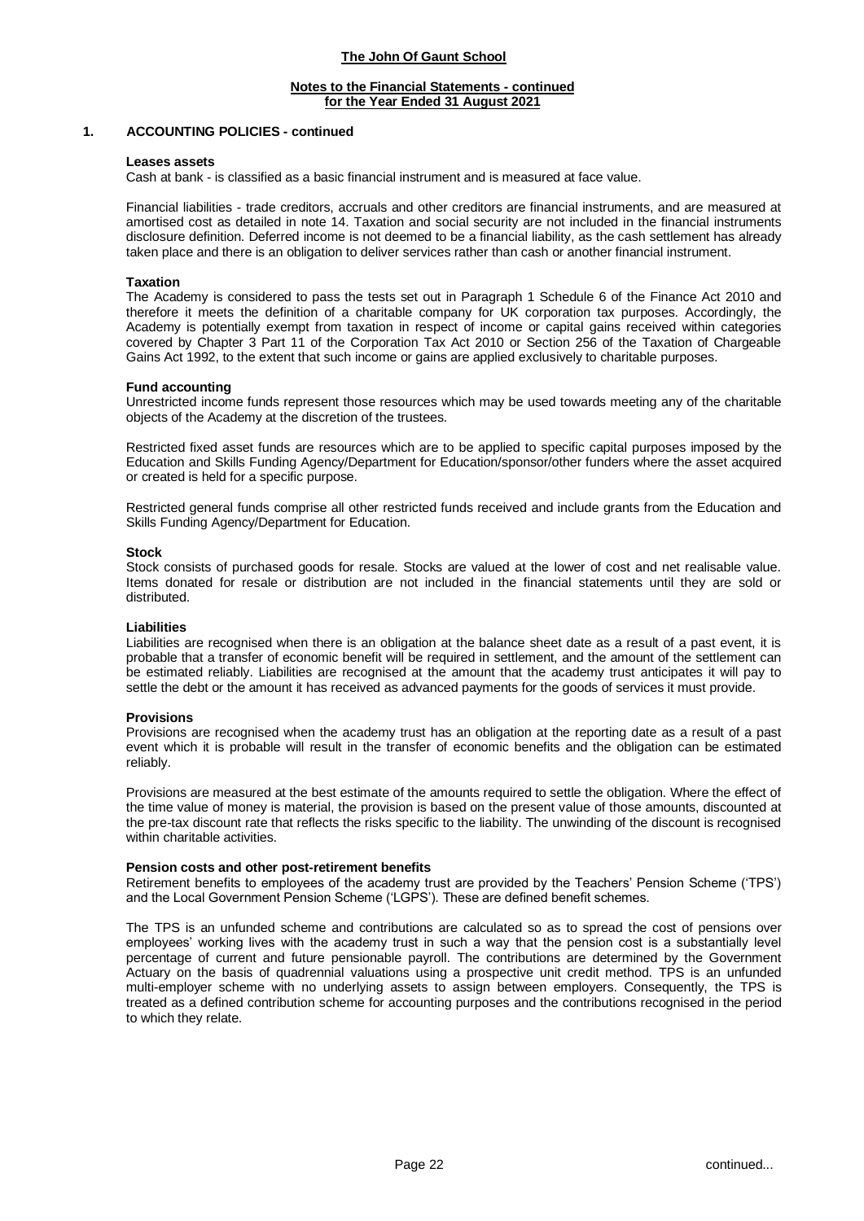## 1. ACCOUNTING POLICIES - continued

### Leases assets

Cash at bank - is classified as a basic financial instrument and is measured at face value.

Financial liabilities - trade creditors, accruals and other creditors are financial instruments, and are measured at amortised cost as detailed in note 14. Taxation and social security are not included in the financial instruments disclosure definition. Deferred income is not deemed to be a financial liability, as the cash settlement has already taken place and there is an obligation to deliver services rather than cash or another financial instrument.

### Taxation

The Academy is considered to pass the tests set out in Paragraph 1 Schedule 6 of the Finance Act 2010 and therefore it meets the definition of a charitable company for UK corporation tax purposes. Accordingly, the Academy is potentially exempt from taxation in respect of income or capital gains received within categories covered by Chapter 3 Part 11 of the Corporation Tax Act 2010 or Section 256 of the Taxation of Chargeable Gains Act 1992, to the extent that such income or gains are applied exclusively to charitable purposes.

### Fund accounting

Unrestricted income funds represent those resources which may be used towards meeting any of the charitable objects of the Academy at the discretion of the trustees.

Restricted fixed asset funds are resources which are to be applied to specific capital purposes imposed by the Education and Skills Funding Agency/Department for Education/sponsor/other funders where the asset acquired or created is held for a specific purpose.

Restricted general funds comprise all other restricted funds received and include grants from the Education and Skills Funding Agency/Department for Education.

### Stock

Stock consists of purchased goods for resale. Stocks are valued at the lower of cost and net realisable value. Items donated for resale or distribution are not included in the financial statements until they are sold or distributed.

### Liabilities

Liabilities are recognised when there is an obligation at the balance sheet date as a result of a past event, it is probable that a transfer of economic benefit will be required in settlement, and the amount of the settlement can be estimated reliably. Liabilities are recognised at the amount that the academy trust anticipates it will pay to settle the debt or the amount it has received as advanced payments for the goods of services it must provide.

### Provisions

Provisions are recognised when the academy trust has an obligation at the reporting date as a result of a past event which it is probable will result in the transfer of economic benefits and the obligation can be estimated reliably.

Provisions are measured at the best estimate of the amounts required to settle the obligation. Where the effect of the time value of money is material, the provision is based on the present value of those amounts, discounted at the pre-tax discount rate that reflects the risks specific to the liability. The unwinding of the discount is recognised within charitable activities.

### Pension costs and other post-retirement benefits

Retirement benefits to employees of the academy trust are provided by the Teachers' Pension Scheme ('TPS') and the Local Government Pension Scheme ('LGPS'). These are defined benefit schemes.

The TPS is an unfunded scheme and contributions are calculated so as to spread the cost of pensions over employees' working lives with the academy trust in such a way that the pension cost is a substantially level percentage of current and future pensionable payroll. The contributions are determined by the Government Actuary on the basis of quadrennial valuations using a prospective unit credit method. TPS is an unfunded multi-employer scheme with no underlying assets to assign between employers. Consequently, the TPS is treated as a defined contribution scheme for accounting purposes and the contributions recognised in the period to which they relate.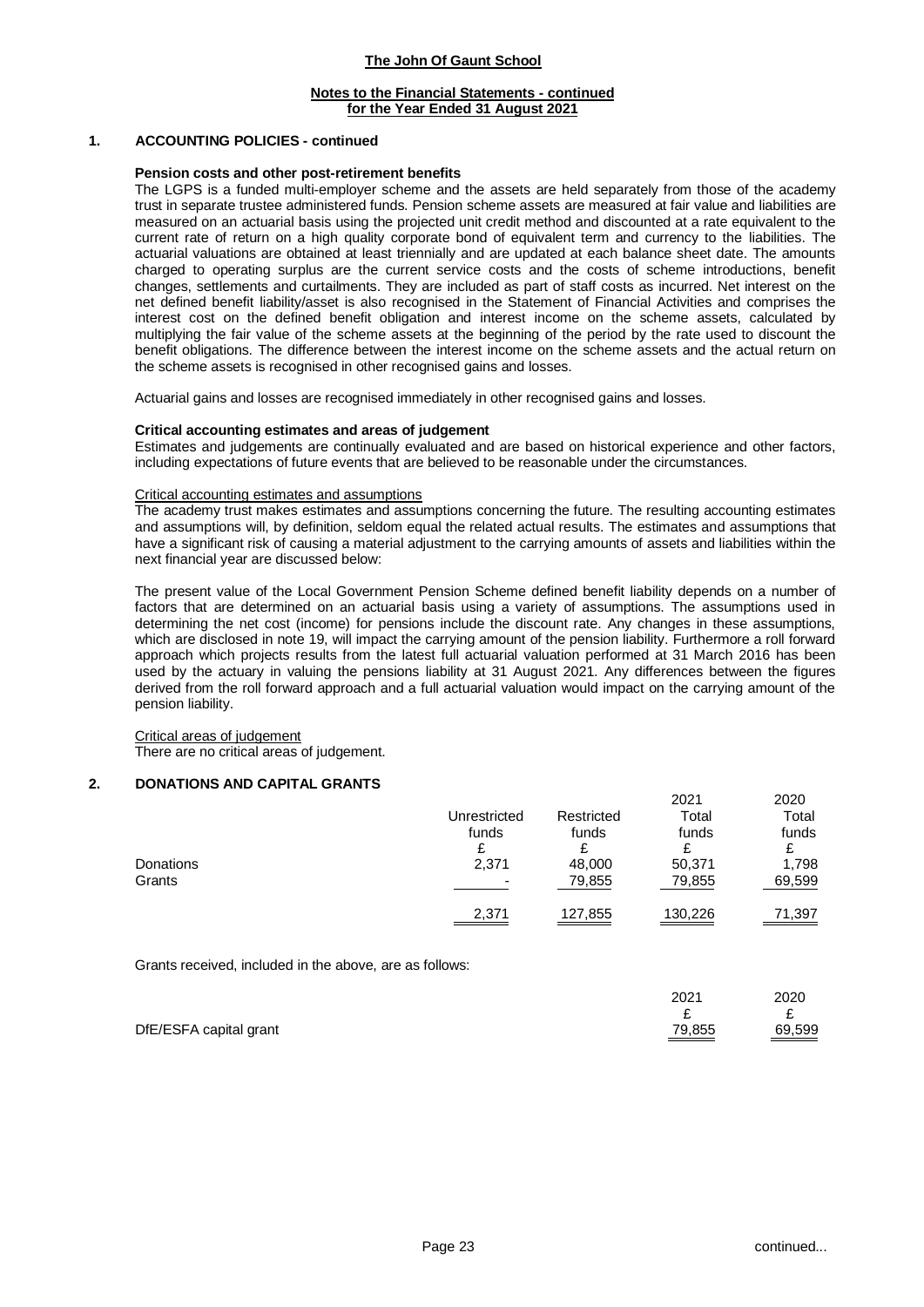**Notes to the Financial Statements - continued**
**for the Year Ended 31 August 2021**

## 1. ACCOUNTING POLICIES - continued

### Pension costs and other post-retirement benefits

The LGPS is a funded multi-employer scheme and the assets are held separately from those of the academy trust in separate trustee administered funds. Pension scheme assets are measured at fair value and liabilities are measured on an actuarial basis using the projected unit credit method and discounted at a rate equivalent to the current rate of return on a high quality corporate bond of equivalent term and currency to the liabilities. The actuarial valuations are obtained at least triennially and are updated at each balance sheet date. The amounts charged to operating surplus are the current service costs and the costs of scheme introductions, benefit changes, settlements and curtailments. They are included as part of staff costs as incurred. Net interest on the net defined benefit liability/asset is also recognised in the Statement of Financial Activities and comprises the interest cost on the defined benefit obligation and interest income on the scheme assets, calculated by multiplying the fair value of the scheme assets at the beginning of the period by the rate used to discount the benefit obligations. The difference between the interest income on the scheme assets and the actual return on the scheme assets is recognised in other recognised gains and losses.

Actuarial gains and losses are recognised immediately in other recognised gains and losses.

### Critical accounting estimates and areas of judgement

Estimates and judgements are continually evaluated and are based on historical experience and other factors, including expectations of future events that are believed to be reasonable under the circumstances.

Critical accounting estimates and assumptions

The academy trust makes estimates and assumptions concerning the future. The resulting accounting estimates and assumptions will, by definition, seldom equal the related actual results. The estimates and assumptions that have a significant risk of causing a material adjustment to the carrying amounts of assets and liabilities within the next financial year are discussed below:

The present value of the Local Government Pension Scheme defined benefit liability depends on a number of factors that are determined on an actuarial basis using a variety of assumptions. The assumptions used in determining the net cost (income) for pensions include the discount rate. Any changes in these assumptions, which are disclosed in note 19, will impact the carrying amount of the pension liability. Furthermore a roll forward approach which projects results from the latest full actuarial valuation performed at 31 March 2016 has been used by the actuary in valuing the pensions liability at 31 August 2021. Any differences between the figures derived from the roll forward approach and a full actuarial valuation would impact on the carrying amount of the pension liability.

Critical areas of judgement

There are no critical areas of judgement.

## 2. DONATIONS AND CAPITAL GRANTS

| | Unrestricted funds | Restricted funds | 2021 Total funds | 2020 Total funds |
|---|---|---|---|---|
| | £ | £ | £ | £ |
| Donations | 2,371 | 48,000 | 50,371 | 1,798 |
| Grants | - | 79,855 | 79,855 | 69,599 |
| | 2,371 | 127,855 | 130,226 | 71,397 |

Grants received, included in the above, are as follows:

| | 2021 | 2020 |
|---|---|---|
| | £ | £ |
| DfE/ESFA capital grant | 79,855 | 69,599 |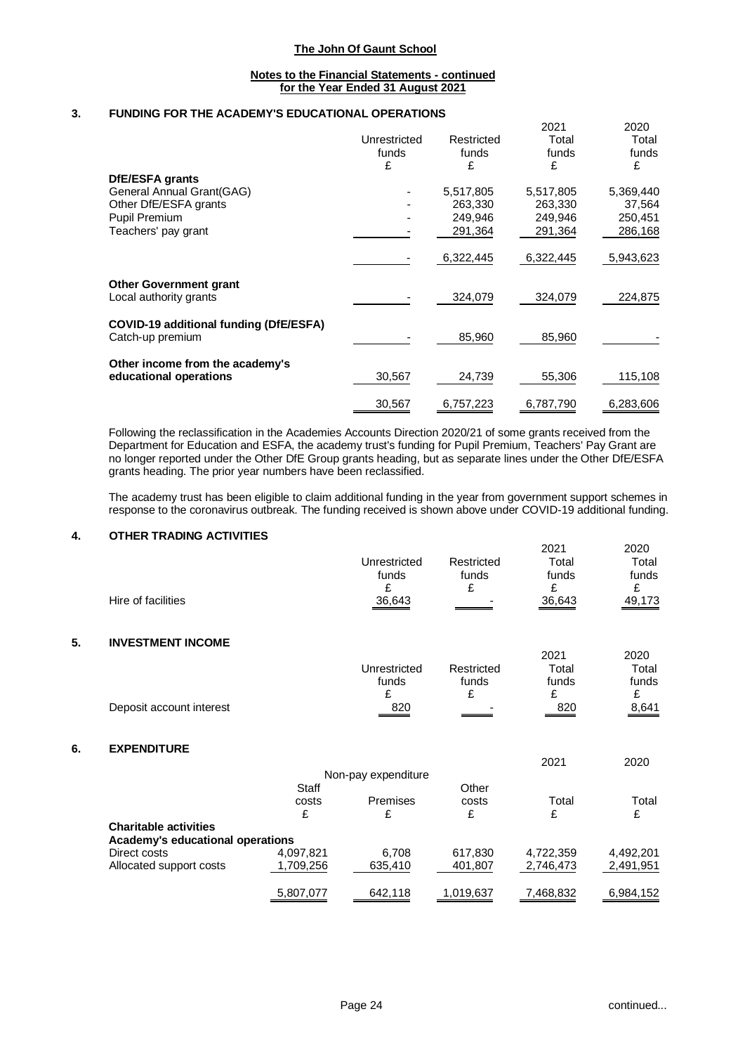**Notes to the Financial Statements - continued**
**for the Year Ended 31 August 2021**

## 3. FUNDING FOR THE ACADEMY'S EDUCATIONAL OPERATIONS

| | Unrestricted funds £ | Restricted funds £ | 2021 Total funds £ | 2020 Total funds £ |
|---|---|---|---|---|
| **DfE/ESFA grants** | | | | |
| General Annual Grant(GAG) | - | 5,517,805 | 5,517,805 | 5,369,440 |
| Other DfE/ESFA grants | - | 263,330 | 263,330 | 37,564 |
| Pupil Premium | - | 249,946 | 249,946 | 250,451 |
| Teachers' pay grant | - | 291,364 | 291,364 | 286,168 |
| | - | 6,322,445 | 6,322,445 | 5,943,623 |
| **Other Government grant** | | | | |
| Local authority grants | - | 324,079 | 324,079 | 224,875 |
| **COVID-19 additional funding (DfE/ESFA)** | | | | |
| Catch-up premium | - | 85,960 | 85,960 | - |
| **Other income from the academy's educational operations** | 30,567 | 24,739 | 55,306 | 115,108 |
| | 30,567 | 6,757,223 | 6,787,790 | 6,283,606 |

Following the reclassification in the Academies Accounts Direction 2020/21 of some grants received from the Department for Education and ESFA, the academy trust's funding for Pupil Premium, Teachers' Pay Grant are no longer reported under the Other DfE Group grants heading, but as separate lines under the Other DfE/ESFA grants heading. The prior year numbers have been reclassified.

The academy trust has been eligible to claim additional funding in the year from government support schemes in response to the coronavirus outbreak. The funding received is shown above under COVID-19 additional funding.

## 4. OTHER TRADING ACTIVITIES

| | Unrestricted funds £ | Restricted funds £ | 2021 Total funds £ | 2020 Total funds £ |
|---|---|---|---|---|
| Hire of facilities | 36,643 | - | 36,643 | 49,173 |

## 5. INVESTMENT INCOME

| | Unrestricted funds £ | Restricted funds £ | 2021 Total funds £ | 2020 Total funds £ |
|---|---|---|---|---|
| Deposit account interest | 820 | - | 820 | 8,641 |

## 6. EXPENDITURE

| | | Non-pay expenditure | | 2021 | 2020 |
|---|---|---|---|---|---|
| | Staff costs £ | Premises £ | Other costs £ | Total £ | Total £ |
| **Charitable activities** | | | | | |
| **Academy's educational operations** | | | | | |
| Direct costs | 4,097,821 | 6,708 | 617,830 | 4,722,359 | 4,492,201 |
| Allocated support costs | 1,709,256 | 635,410 | 401,807 | 2,746,473 | 2,491,951 |
| | 5,807,077 | 642,118 | 1,019,637 | 7,468,832 | 6,984,152 |

continued...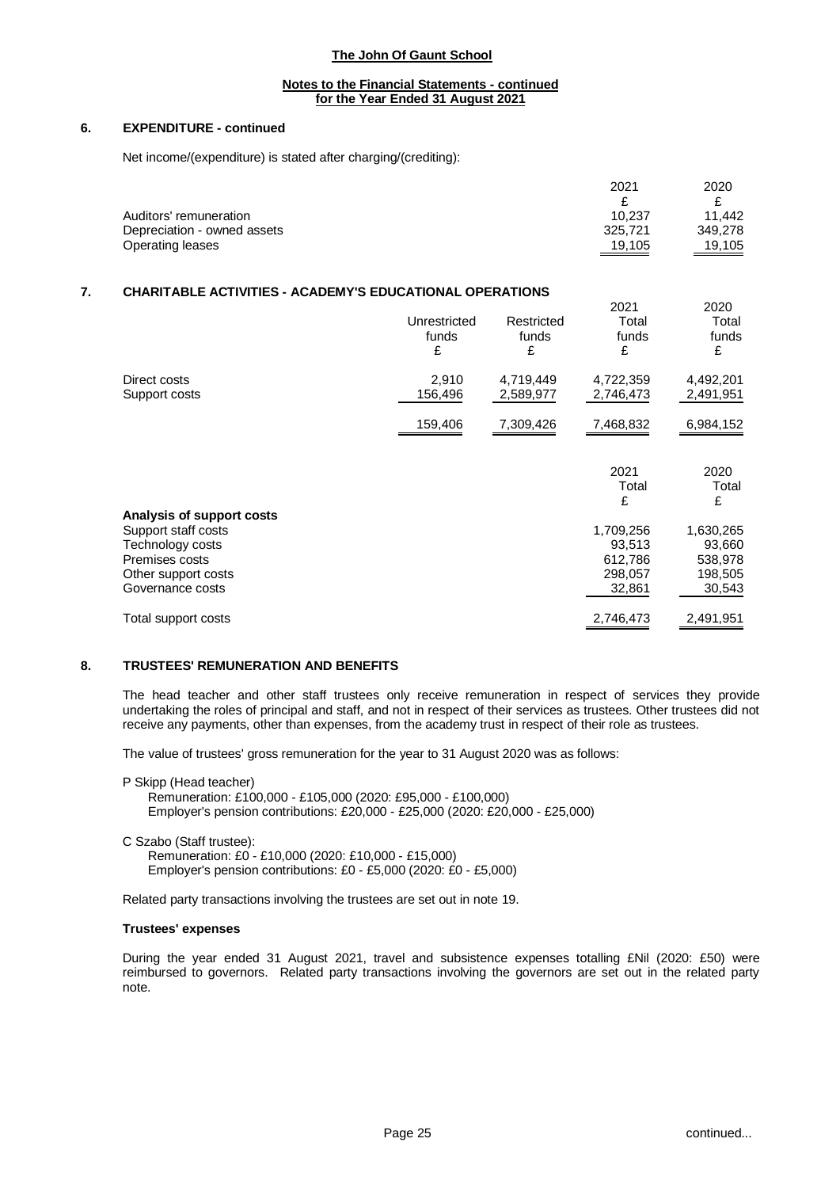## 6. EXPENDITURE - continued

Net income/(expenditure) is stated after charging/(crediting):

| | 2021 £ | 2020 £ |
|---|---|---|
| Auditors' remuneration | 10,237 | 11,442 |
| Depreciation - owned assets | 325,721 | 349,278 |
| Operating leases | 19,105 | 19,105 |

## 7. CHARITABLE ACTIVITIES - ACADEMY'S EDUCATIONAL OPERATIONS

| | Unrestricted funds £ | Restricted funds £ | 2021 Total funds £ | 2020 Total funds £ |
|---|---|---|---|---|
| Direct costs | 2,910 | 4,719,449 | 4,722,359 | 4,492,201 |
| Support costs | 156,496 | 2,589,977 | 2,746,473 | 2,491,951 |
| | 159,406 | 7,309,426 | 7,468,832 | 6,984,152 |

| | 2021 Total £ | 2020 Total £ |
|---|---|---|
| **Analysis of support costs** | | |
| Support staff costs | 1,709,256 | 1,630,265 |
| Technology costs | 93,513 | 93,660 |
| Premises costs | 612,786 | 538,978 |
| Other support costs | 298,057 | 198,505 |
| Governance costs | 32,861 | 30,543 |
| Total support costs | 2,746,473 | 2,491,951 |

## 8. TRUSTEES' REMUNERATION AND BENEFITS

The head teacher and other staff trustees only receive remuneration in respect of services they provide undertaking the roles of principal and staff, and not in respect of their services as trustees. Other trustees did not receive any payments, other than expenses, from the academy trust in respect of their role as trustees.

The value of trustees' gross remuneration for the year to 31 August 2020 was as follows:

P Skipp (Head teacher)
  Remuneration: £100,000 - £105,000 (2020: £95,000 - £100,000)
  Employer's pension contributions: £20,000 - £25,000 (2020: £20,000 - £25,000)

C Szabo (Staff trustee):
  Remuneration: £0 - £10,000 (2020: £10,000 - £15,000)
  Employer's pension contributions: £0 - £5,000 (2020: £0 - £5,000)

Related party transactions involving the trustees are set out in note 19.

**Trustees' expenses**

During the year ended 31 August 2021, travel and subsistence expenses totalling £Nil (2020: £50) were reimbursed to governors. Related party transactions involving the governors are set out in the related party note.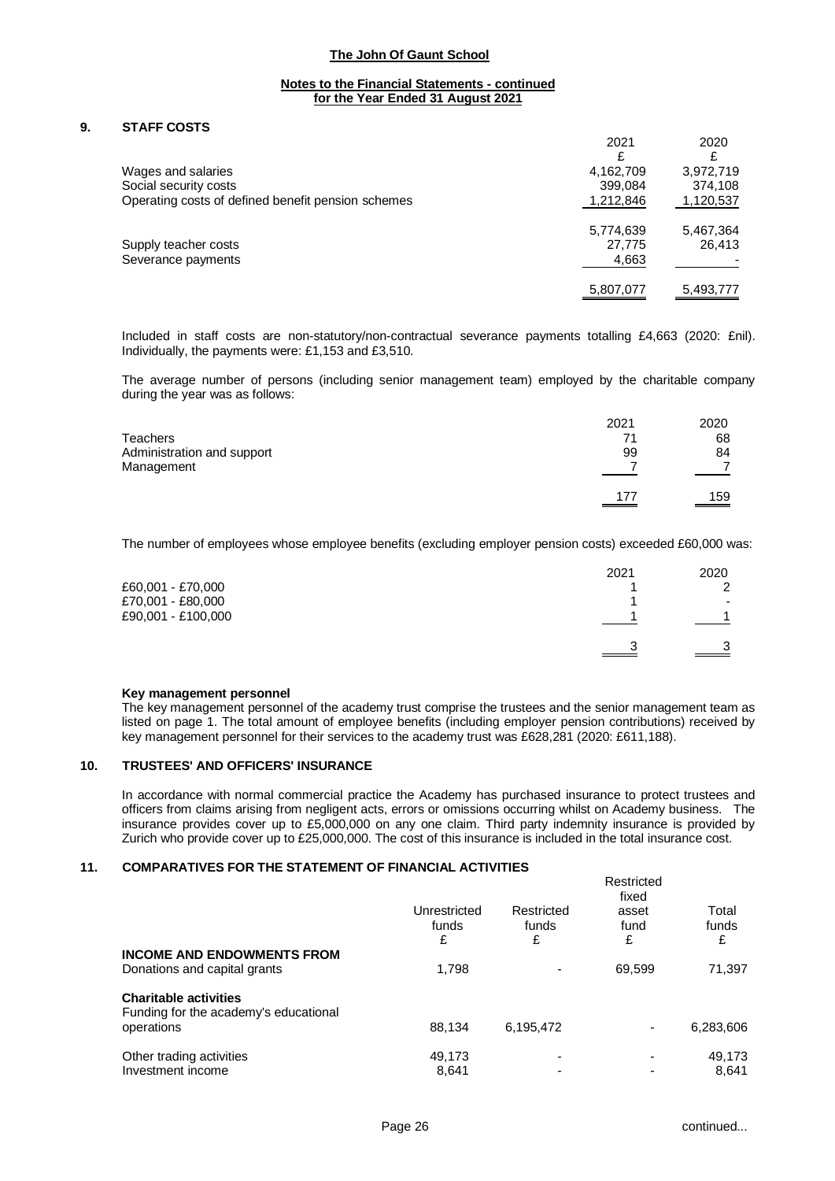**Notes to the Financial Statements - continued for the Year Ended 31 August 2021**

## 9. STAFF COSTS

| | 2021 | 2020 |
|---|---|---|
| | £ | £ |
| Wages and salaries | 4,162,709 | 3,972,719 |
| Social security costs | 399,084 | 374,108 |
| Operating costs of defined benefit pension schemes | 1,212,846 | 1,120,537 |
| | 5,774,639 | 5,467,364 |
| Supply teacher costs | 27,775 | 26,413 |
| Severance payments | 4,663 | - |
| | 5,807,077 | 5,493,777 |

Included in staff costs are non-statutory/non-contractual severance payments totalling £4,663 (2020: £nil). Individually, the payments were: £1,153 and £3,510.

The average number of persons (including senior management team) employed by the charitable company during the year was as follows:

| | 2021 | 2020 |
|---|---|---|
| Teachers | 71 | 68 |
| Administration and support | 99 | 84 |
| Management | 7 | 7 |
| | 177 | 159 |

The number of employees whose employee benefits (excluding employer pension costs) exceeded £60,000 was:

| | 2021 | 2020 |
|---|---|---|
| £60,001 - £70,000 | 1 | 2 |
| £70,001 - £80,000 | 1 | - |
| £90,001 - £100,000 | 1 | 1 |
| | 3 | 3 |

**Key management personnel**

The key management personnel of the academy trust comprise the trustees and the senior management team as listed on page 1. The total amount of employee benefits (including employer pension contributions) received by key management personnel for their services to the academy trust was £628,281 (2020: £611,188).

## 10. TRUSTEES' AND OFFICERS' INSURANCE

In accordance with normal commercial practice the Academy has purchased insurance to protect trustees and officers from claims arising from negligent acts, errors or omissions occurring whilst on Academy business. The insurance provides cover up to £5,000,000 on any one claim. Third party indemnity insurance is provided by Zurich who provide cover up to £25,000,000. The cost of this insurance is included in the total insurance cost.

## 11. COMPARATIVES FOR THE STATEMENT OF FINANCIAL ACTIVITIES

| | Unrestricted funds | Restricted funds | Restricted fixed asset fund | Total funds |
|---|---|---|---|---|
| | £ | £ | £ | £ |
| **INCOME AND ENDOWMENTS FROM** | | | | |
| Donations and capital grants | 1,798 | - | 69,599 | 71,397 |
| **Charitable activities** | | | | |
| Funding for the academy's educational operations | 88,134 | 6,195,472 | - | 6,283,606 |
| Other trading activities | 49,173 | - | - | 49,173 |
| Investment income | 8,641 | - | - | 8,641 |

continued...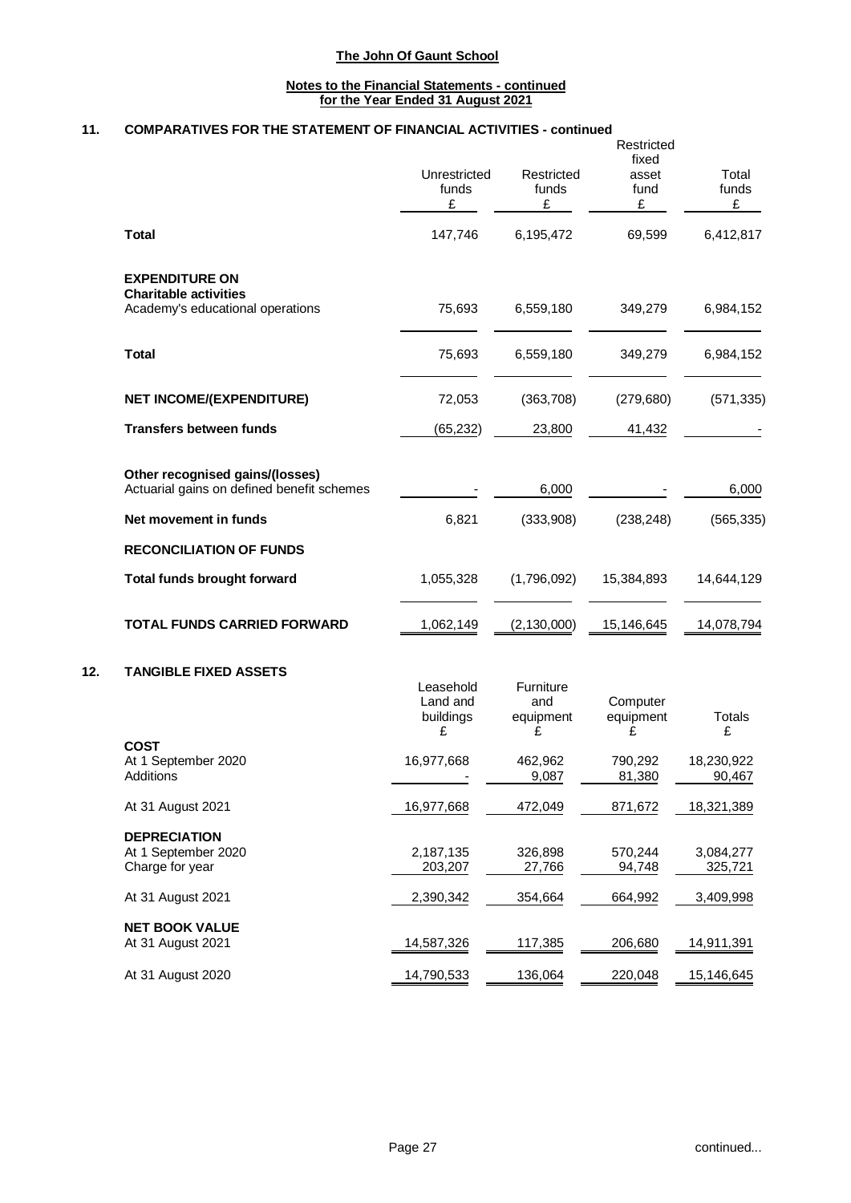**The John Of Gaunt School**

**Notes to the Financial Statements - continued for the Year Ended 31 August 2021**

## 11. COMPARATIVES FOR THE STATEMENT OF FINANCIAL ACTIVITIES - continued

| | Unrestricted funds £ | Restricted funds £ | Restricted fixed asset fund £ | Total funds £ |
|---|---|---|---|---|
| **Total** | 147,746 | 6,195,472 | 69,599 | 6,412,817 |
| **EXPENDITURE ON** | | | | |
| **Charitable activities** | | | | |
| Academy's educational operations | 75,693 | 6,559,180 | 349,279 | 6,984,152 |
| **Total** | 75,693 | 6,559,180 | 349,279 | 6,984,152 |
| **NET INCOME/(EXPENDITURE)** | 72,053 | (363,708) | (279,680) | (571,335) |
| **Transfers between funds** | (65,232) | 23,800 | 41,432 | - |
| **Other recognised gains/(losses)** | | | | |
| Actuarial gains on defined benefit schemes | - | 6,000 | - | 6,000 |
| **Net movement in funds** | 6,821 | (333,908) | (238,248) | (565,335) |
| **RECONCILIATION OF FUNDS** | | | | |
| **Total funds brought forward** | 1,055,328 | (1,796,092) | 15,384,893 | 14,644,129 |
| **TOTAL FUNDS CARRIED FORWARD** | 1,062,149 | (2,130,000) | 15,146,645 | 14,078,794 |

## 12. TANGIBLE FIXED ASSETS

| | Leasehold Land and buildings £ | Furniture and equipment £ | Computer equipment £ | Totals £ |
|---|---|---|---|---|
| **COST** | | | | |
| At 1 September 2020 | 16,977,668 | 462,962 | 790,292 | 18,230,922 |
| Additions | - | 9,087 | 81,380 | 90,467 |
| At 31 August 2021 | 16,977,668 | 472,049 | 871,672 | 18,321,389 |
| **DEPRECIATION** | | | | |
| At 1 September 2020 | 2,187,135 | 326,898 | 570,244 | 3,084,277 |
| Charge for year | 203,207 | 27,766 | 94,748 | 325,721 |
| At 31 August 2021 | 2,390,342 | 354,664 | 664,992 | 3,409,998 |
| **NET BOOK VALUE** | | | | |
| At 31 August 2021 | 14,587,326 | 117,385 | 206,680 | 14,911,391 |
| At 31 August 2020 | 14,790,533 | 136,064 | 220,048 | 15,146,645 |

continued...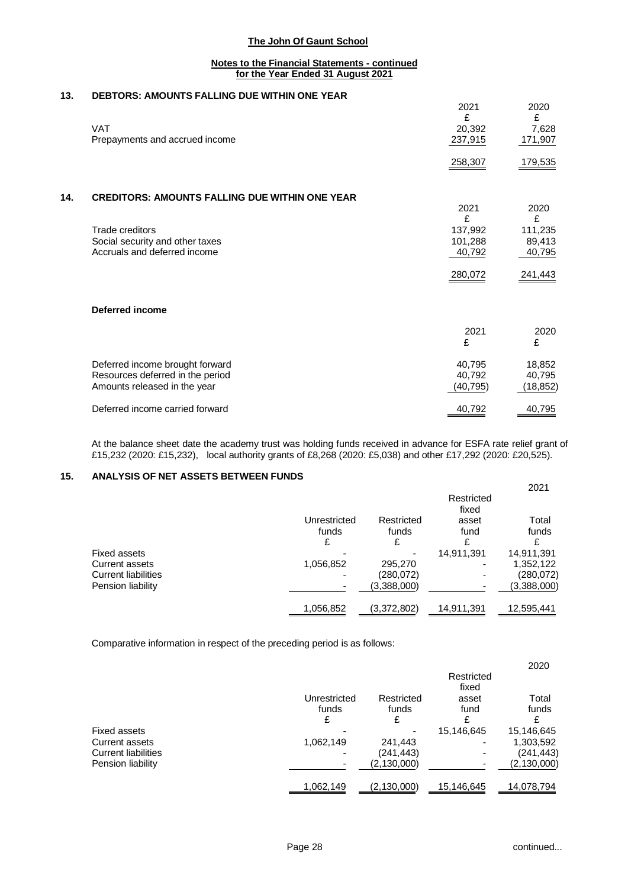**The John Of Gaunt School**

**Notes to the Financial Statements - continued**
**for the Year Ended 31 August 2021**

## 13. DEBTORS: AMOUNTS FALLING DUE WITHIN ONE YEAR

| | 2021 | 2020 |
|---|---|---|
| | £ | £ |
| VAT | 20,392 | 7,628 |
| Prepayments and accrued income | 237,915 | 171,907 |
| | 258,307 | 179,535 |

## 14. CREDITORS: AMOUNTS FALLING DUE WITHIN ONE YEAR

| | 2021 | 2020 |
|---|---|---|
| | £ | £ |
| Trade creditors | 137,992 | 111,235 |
| Social security and other taxes | 101,288 | 89,413 |
| Accruals and deferred income | 40,792 | 40,795 |
| | 280,072 | 241,443 |

**Deferred income**

| | 2021 | 2020 |
|---|---|---|
| | £ | £ |
| Deferred income brought forward | 40,795 | 18,852 |
| Resources deferred in the period | 40,792 | 40,795 |
| Amounts released in the year | (40,795) | (18,852) |
| Deferred income carried forward | 40,792 | 40,795 |

At the balance sheet date the academy trust was holding funds received in advance for ESFA rate relief grant of £15,232 (2020: £15,232), local authority grants of £8,268 (2020: £5,038) and other £17,292 (2020: £20,525).

## 15. ANALYSIS OF NET ASSETS BETWEEN FUNDS

| | | | | 2021 |
|---|---|---|---|---|
| | Unrestricted funds | Restricted funds | Restricted fixed asset fund | Total funds |
| | £ | £ | £ | £ |
| Fixed assets | - | - | 14,911,391 | 14,911,391 |
| Current assets | 1,056,852 | 295,270 | - | 1,352,122 |
| Current liabilities | - | (280,072) | - | (280,072) |
| Pension liability | - | (3,388,000) | - | (3,388,000) |
| | 1,056,852 | (3,372,802) | 14,911,391 | 12,595,441 |

Comparative information in respect of the preceding period is as follows:

| | | | | 2020 |
|---|---|---|---|---|
| | Unrestricted funds | Restricted funds | Restricted fixed asset fund | Total funds |
| | £ | £ | £ | £ |
| Fixed assets | - | - | 15,146,645 | 15,146,645 |
| Current assets | 1,062,149 | 241,443 | - | 1,303,592 |
| Current liabilities | - | (241,443) | - | (241,443) |
| Pension liability | - | (2,130,000) | - | (2,130,000) |
| | 1,062,149 | (2,130,000) | 15,146,645 | 14,078,794 |

continued...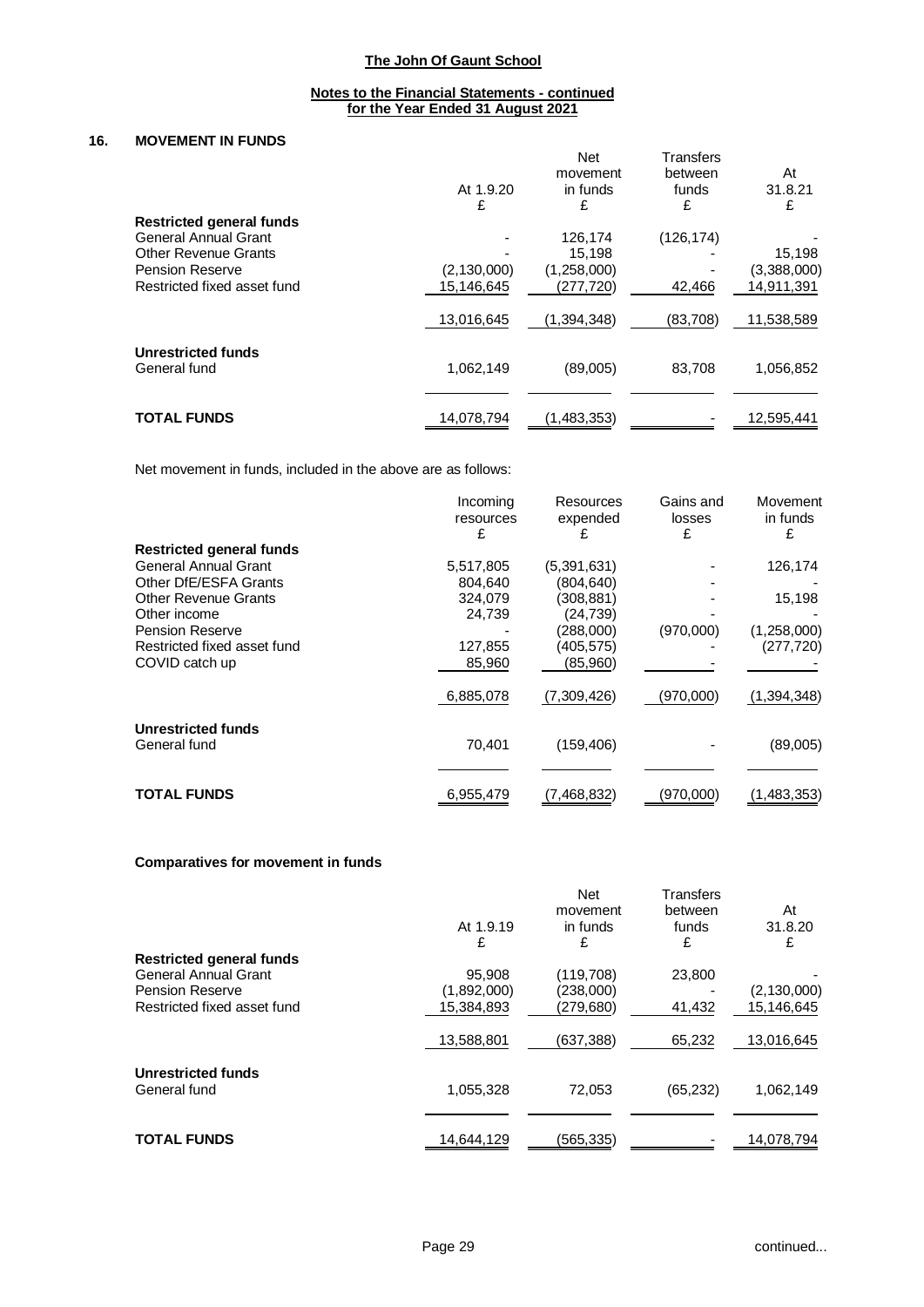**The John Of Gaunt School**

**Notes to the Financial Statements - continued**
**for the Year Ended 31 August 2021**

## 16. MOVEMENT IN FUNDS

| | At 1.9.20 £ | Net movement in funds £ | Transfers between funds £ | At 31.8.21 £ |
|---|---|---|---|---|
| **Restricted general funds** | | | | |
| General Annual Grant | - | 126,174 | (126,174) | - |
| Other Revenue Grants | - | 15,198 | - | 15,198 |
| Pension Reserve | (2,130,000) | (1,258,000) | - | (3,388,000) |
| Restricted fixed asset fund | 15,146,645 | (277,720) | 42,466 | 14,911,391 |
| | 13,016,645 | (1,394,348) | (83,708) | 11,538,589 |
| **Unrestricted funds** | | | | |
| General fund | 1,062,149 | (89,005) | 83,708 | 1,056,852 |
| **TOTAL FUNDS** | 14,078,794 | (1,483,353) | - | 12,595,441 |

Net movement in funds, included in the above are as follows:

| | Incoming resources £ | Resources expended £ | Gains and losses £ | Movement in funds £ |
|---|---|---|---|---|
| **Restricted general funds** | | | | |
| General Annual Grant | 5,517,805 | (5,391,631) | - | 126,174 |
| Other DfE/ESFA Grants | 804,640 | (804,640) | - | - |
| Other Revenue Grants | 324,079 | (308,881) | - | 15,198 |
| Other income | 24,739 | (24,739) | - | - |
| Pension Reserve | - | (288,000) | (970,000) | (1,258,000) |
| Restricted fixed asset fund | 127,855 | (405,575) | - | (277,720) |
| COVID catch up | 85,960 | (85,960) | - | - |
| | 6,885,078 | (7,309,426) | (970,000) | (1,394,348) |
| **Unrestricted funds** | | | | |
| General fund | 70,401 | (159,406) | - | (89,005) |
| **TOTAL FUNDS** | 6,955,479 | (7,468,832) | (970,000) | (1,483,353) |

**Comparatives for movement in funds**

| | At 1.9.19 £ | Net movement in funds £ | Transfers between funds £ | At 31.8.20 £ |
|---|---|---|---|---|
| **Restricted general funds** | | | | |
| General Annual Grant | 95,908 | (119,708) | 23,800 | - |
| Pension Reserve | (1,892,000) | (238,000) | - | (2,130,000) |
| Restricted fixed asset fund | 15,384,893 | (279,680) | 41,432 | 15,146,645 |
| | 13,588,801 | (637,388) | 65,232 | 13,016,645 |
| **Unrestricted funds** | | | | |
| General fund | 1,055,328 | 72,053 | (65,232) | 1,062,149 |
| **TOTAL FUNDS** | 14,644,129 | (565,335) | - | 14,078,794 |

continued...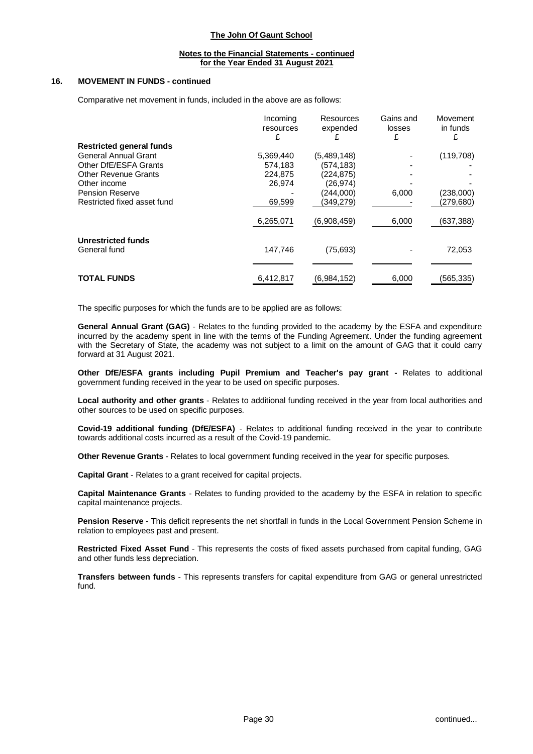## 16. MOVEMENT IN FUNDS - continued

Comparative net movement in funds, included in the above are as follows:

| | Incoming resources £ | Resources expended £ | Gains and losses £ | Movement in funds £ |
|---|---|---|---|---|
| **Restricted general funds** | | | | |
| General Annual Grant | 5,369,440 | (5,489,148) | - | (119,708) |
| Other DfE/ESFA Grants | 574,183 | (574,183) | - | - |
| Other Revenue Grants | 224,875 | (224,875) | - | - |
| Other income | 26,974 | (26,974) | - | - |
| Pension Reserve | - | (244,000) | 6,000 | (238,000) |
| Restricted fixed asset fund | 69,599 | (349,279) | - | (279,680) |
| | 6,265,071 | (6,908,459) | 6,000 | (637,388) |
| **Unrestricted funds** | | | | |
| General fund | 147,746 | (75,693) | - | 72,053 |
| **TOTAL FUNDS** | 6,412,817 | (6,984,152) | 6,000 | (565,335) |

The specific purposes for which the funds are to be applied are as follows:

**General Annual Grant (GAG)** - Relates to the funding provided to the academy by the ESFA and expenditure incurred by the academy spent in line with the terms of the Funding Agreement. Under the funding agreement with the Secretary of State, the academy was not subject to a limit on the amount of GAG that it could carry forward at 31 August 2021.

**Other DfE/ESFA grants including Pupil Premium and Teacher's pay grant -** Relates to additional government funding received in the year to be used on specific purposes.

**Local authority and other grants** - Relates to additional funding received in the year from local authorities and other sources to be used on specific purposes.

**Covid-19 additional funding (DfE/ESFA)** - Relates to additional funding received in the year to contribute towards additional costs incurred as a result of the Covid-19 pandemic.

**Other Revenue Grants** - Relates to local government funding received in the year for specific purposes.

**Capital Grant** - Relates to a grant received for capital projects.

**Capital Maintenance Grants** - Relates to funding provided to the academy by the ESFA in relation to specific capital maintenance projects.

**Pension Reserve** - This deficit represents the net shortfall in funds in the Local Government Pension Scheme in relation to employees past and present.

**Restricted Fixed Asset Fund** - This represents the costs of fixed assets purchased from capital funding, GAG and other funds less depreciation.

**Transfers between funds** - This represents transfers for capital expenditure from GAG or general unrestricted fund.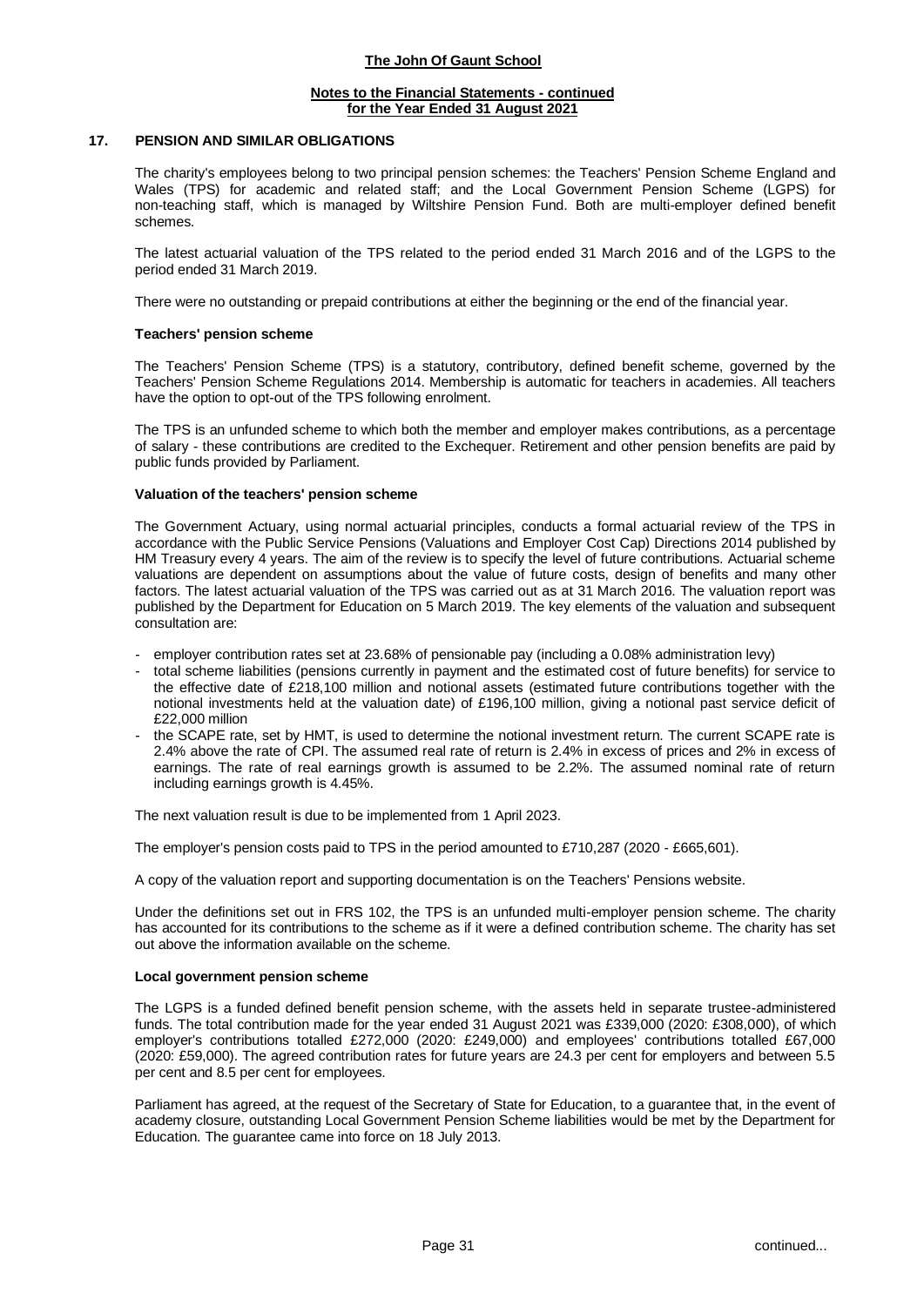## 17. PENSION AND SIMILAR OBLIGATIONS

The charity's employees belong to two principal pension schemes: the Teachers' Pension Scheme England and Wales (TPS) for academic and related staff; and the Local Government Pension Scheme (LGPS) for non-teaching staff, which is managed by Wiltshire Pension Fund. Both are multi-employer defined benefit schemes.

The latest actuarial valuation of the TPS related to the period ended 31 March 2016 and of the LGPS to the period ended 31 March 2019.

There were no outstanding or prepaid contributions at either the beginning or the end of the financial year.

### Teachers' pension scheme

The Teachers' Pension Scheme (TPS) is a statutory, contributory, defined benefit scheme, governed by the Teachers' Pension Scheme Regulations 2014. Membership is automatic for teachers in academies. All teachers have the option to opt-out of the TPS following enrolment.

The TPS is an unfunded scheme to which both the member and employer makes contributions, as a percentage of salary - these contributions are credited to the Exchequer. Retirement and other pension benefits are paid by public funds provided by Parliament.

### Valuation of the teachers' pension scheme

The Government Actuary, using normal actuarial principles, conducts a formal actuarial review of the TPS in accordance with the Public Service Pensions (Valuations and Employer Cost Cap) Directions 2014 published by HM Treasury every 4 years. The aim of the review is to specify the level of future contributions. Actuarial scheme valuations are dependent on assumptions about the value of future costs, design of benefits and many other factors. The latest actuarial valuation of the TPS was carried out as at 31 March 2016. The valuation report was published by the Department for Education on 5 March 2019. The key elements of the valuation and subsequent consultation are:

- employer contribution rates set at 23.68% of pensionable pay (including a 0.08% administration levy)
- total scheme liabilities (pensions currently in payment and the estimated cost of future benefits) for service to the effective date of £218,100 million and notional assets (estimated future contributions together with the notional investments held at the valuation date) of £196,100 million, giving a notional past service deficit of £22,000 million
- the SCAPE rate, set by HMT, is used to determine the notional investment return. The current SCAPE rate is 2.4% above the rate of CPI. The assumed real rate of return is 2.4% in excess of prices and 2% in excess of earnings. The rate of real earnings growth is assumed to be 2.2%. The assumed nominal rate of return including earnings growth is 4.45%.

The next valuation result is due to be implemented from 1 April 2023.

The employer's pension costs paid to TPS in the period amounted to £710,287 (2020 - £665,601).

A copy of the valuation report and supporting documentation is on the Teachers' Pensions website.

Under the definitions set out in FRS 102, the TPS is an unfunded multi-employer pension scheme. The charity has accounted for its contributions to the scheme as if it were a defined contribution scheme. The charity has set out above the information available on the scheme.

### Local government pension scheme

The LGPS is a funded defined benefit pension scheme, with the assets held in separate trustee-administered funds. The total contribution made for the year ended 31 August 2021 was £339,000 (2020: £308,000), of which employer's contributions totalled £272,000 (2020: £249,000) and employees' contributions totalled £67,000 (2020: £59,000). The agreed contribution rates for future years are 24.3 per cent for employers and between 5.5 per cent and 8.5 per cent for employees.

Parliament has agreed, at the request of the Secretary of State for Education, to a guarantee that, in the event of academy closure, outstanding Local Government Pension Scheme liabilities would be met by the Department for Education. The guarantee came into force on 18 July 2013.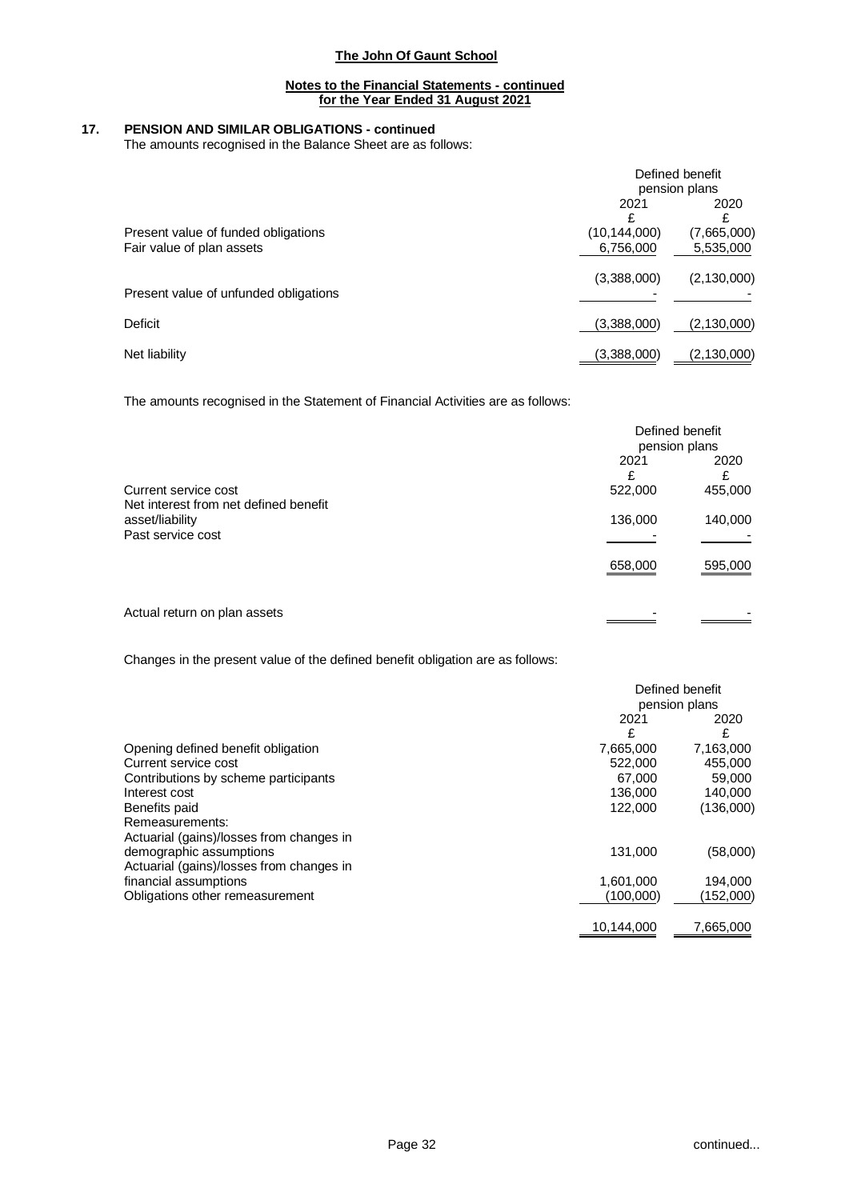## 17. PENSION AND SIMILAR OBLIGATIONS - continued

The amounts recognised in the Balance Sheet are as follows:

| | Defined benefit pension plans | |
|---|---|---|
| | 2021 | 2020 |
| | £ | £ |
| Present value of funded obligations | (10,144,000) | (7,665,000) |
| Fair value of plan assets | 6,756,000 | 5,535,000 |
| | (3,388,000) | (2,130,000) |
| Present value of unfunded obligations | - | - |
| Deficit | (3,388,000) | (2,130,000) |
| Net liability | (3,388,000) | (2,130,000) |

The amounts recognised in the Statement of Financial Activities are as follows:

| | Defined benefit pension plans | |
|---|---|---|
| | 2021 | 2020 |
| | £ | £ |
| Current service cost | 522,000 | 455,000 |
| Net interest from net defined benefit asset/liability | 136,000 | 140,000 |
| Past service cost | - | - |
| | 658,000 | 595,000 |
| Actual return on plan assets | - | - |

Changes in the present value of the defined benefit obligation are as follows:

| | Defined benefit pension plans | |
|---|---|---|
| | 2021 | 2020 |
| | £ | £ |
| Opening defined benefit obligation | 7,665,000 | 7,163,000 |
| Current service cost | 522,000 | 455,000 |
| Contributions by scheme participants | 67,000 | 59,000 |
| Interest cost | 136,000 | 140,000 |
| Benefits paid | 122,000 | (136,000) |
| Remeasurements: | | |
| Actuarial (gains)/losses from changes in demographic assumptions | 131,000 | (58,000) |
| Actuarial (gains)/losses from changes in financial assumptions | 1,601,000 | 194,000 |
| Obligations other remeasurement | (100,000) | (152,000) |
| | 10,144,000 | 7,665,000 |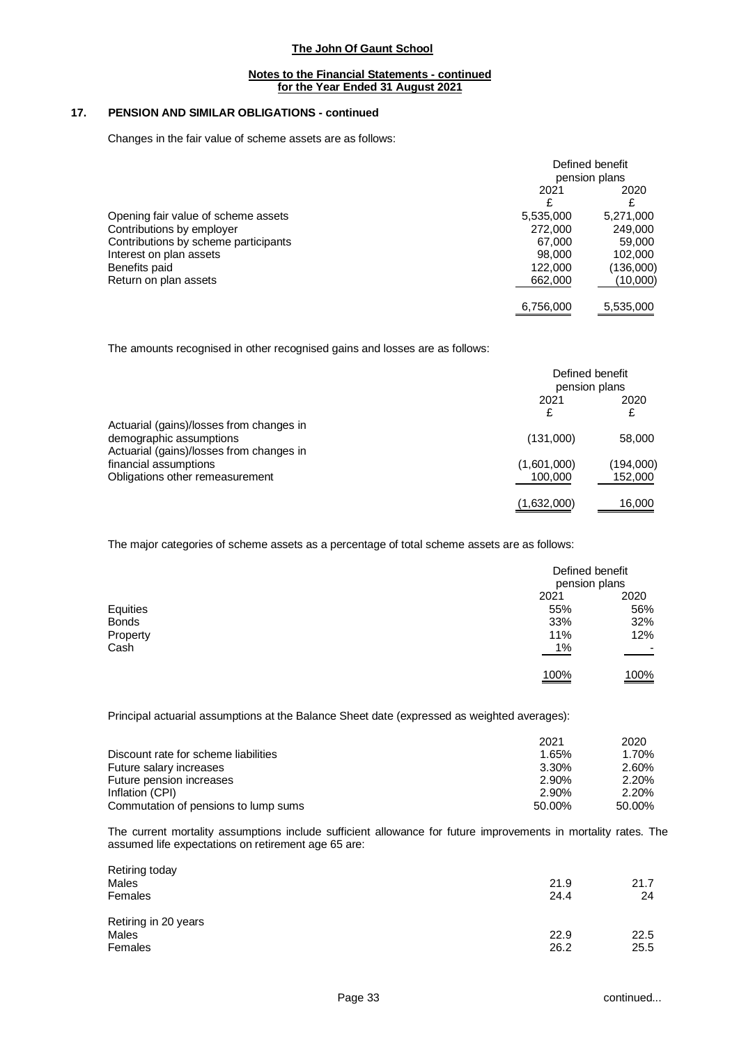**The John Of Gaunt School**

**Notes to the Financial Statements - continued**
**for the Year Ended 31 August 2021**

## 17. PENSION AND SIMILAR OBLIGATIONS - continued

Changes in the fair value of scheme assets are as follows:

| | Defined benefit pension plans | |
|---|---|---|
| | 2021 | 2020 |
| | £ | £ |
| Opening fair value of scheme assets | 5,535,000 | 5,271,000 |
| Contributions by employer | 272,000 | 249,000 |
| Contributions by scheme participants | 67,000 | 59,000 |
| Interest on plan assets | 98,000 | 102,000 |
| Benefits paid | 122,000 | (136,000) |
| Return on plan assets | 662,000 | (10,000) |
| | 6,756,000 | 5,535,000 |

The amounts recognised in other recognised gains and losses are as follows:

| | Defined benefit pension plans | |
|---|---|---|
| | 2021 | 2020 |
| | £ | £ |
| Actuarial (gains)/losses from changes in demographic assumptions | (131,000) | 58,000 |
| Actuarial (gains)/losses from changes in financial assumptions | (1,601,000) | (194,000) |
| Obligations other remeasurement | 100,000 | 152,000 |
| | (1,632,000) | 16,000 |

The major categories of scheme assets as a percentage of total scheme assets are as follows:

| | Defined benefit pension plans | |
|---|---|---|
| | 2021 | 2020 |
| Equities | 55% | 56% |
| Bonds | 33% | 32% |
| Property | 11% | 12% |
| Cash | 1% | - |
| | 100% | 100% |

Principal actuarial assumptions at the Balance Sheet date (expressed as weighted averages):

| | 2021 | 2020 |
|---|---|---|
| Discount rate for scheme liabilities | 1.65% | 1.70% |
| Future salary increases | 3.30% | 2.60% |
| Future pension increases | 2.90% | 2.20% |
| Inflation (CPI) | 2.90% | 2.20% |
| Commutation of pensions to lump sums | 50.00% | 50.00% |

The current mortality assumptions include sufficient allowance for future improvements in mortality rates. The assumed life expectations on retirement age 65 are:

| | | |
|---|---|---|
| Retiring today | | |
| Males | 21.9 | 21.7 |
| Females | 24.4 | 24 |
| Retiring in 20 years | | |
| Males | 22.9 | 22.5 |
| Females | 26.2 | 25.5 |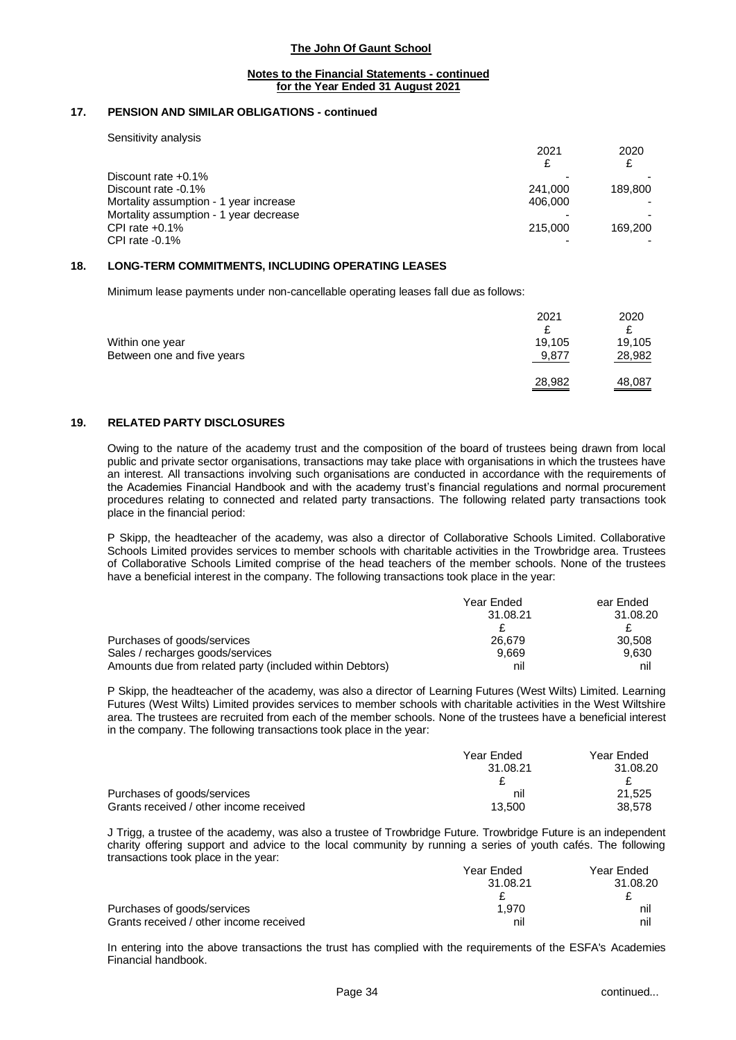## 17. PENSION AND SIMILAR OBLIGATIONS - continued

Sensitivity analysis

| | 2021 | 2020 |
|---|---|---|
| | £ | £ |
| Discount rate +0.1% | - | - |
| Discount rate -0.1% | 241,000 | 189,800 |
| Mortality assumption - 1 year increase | 406,000 | - |
| Mortality assumption - 1 year decrease | - | - |
| CPI rate +0.1% | 215,000 | 169,200 |
| CPI rate -0.1% | - | - |

## 18. LONG-TERM COMMITMENTS, INCLUDING OPERATING LEASES

Minimum lease payments under non-cancellable operating leases fall due as follows:

| | 2021 | 2020 |
|---|---|---|
| | £ | £ |
| Within one year | 19,105 | 19,105 |
| Between one and five years | 9,877 | 28,982 |
| | 28,982 | 48,087 |

## 19. RELATED PARTY DISCLOSURES

Owing to the nature of the academy trust and the composition of the board of trustees being drawn from local public and private sector organisations, transactions may take place with organisations in which the trustees have an interest. All transactions involving such organisations are conducted in accordance with the requirements of the Academies Financial Handbook and with the academy trust's financial regulations and normal procurement procedures relating to connected and related party transactions. The following related party transactions took place in the financial period:

P Skipp, the headteacher of the academy, was also a director of Collaborative Schools Limited. Collaborative Schools Limited provides services to member schools with charitable activities in the Trowbridge area. Trustees of Collaborative Schools Limited comprise of the head teachers of the member schools. None of the trustees have a beneficial interest in the company. The following transactions took place in the year:

| | Year Ended 31.08.21 | ear Ended 31.08.20 |
|---|---|---|
| | £ | £ |
| Purchases of goods/services | 26,679 | 30,508 |
| Sales / recharges goods/services | 9,669 | 9,630 |
| Amounts due from related party (included within Debtors) | nil | nil |

P Skipp, the headteacher of the academy, was also a director of Learning Futures (West Wilts) Limited. Learning Futures (West Wilts) Limited provides services to member schools with charitable activities in the West Wiltshire area. The trustees are recruited from each of the member schools. None of the trustees have a beneficial interest in the company. The following transactions took place in the year:

| | Year Ended 31.08.21 | Year Ended 31.08.20 |
|---|---|---|
| | £ | £ |
| Purchases of goods/services | nil | 21,525 |
| Grants received / other income received | 13,500 | 38,578 |

J Trigg, a trustee of the academy, was also a trustee of Trowbridge Future. Trowbridge Future is an independent charity offering support and advice to the local community by running a series of youth cafés. The following transactions took place in the year:

| | Year Ended 31.08.21 | Year Ended 31.08.20 |
|---|---|---|
| | £ | £ |
| Purchases of goods/services | 1,970 | nil |
| Grants received / other income received | nil | nil |

In entering into the above transactions the trust has complied with the requirements of the ESFA's Academies Financial handbook.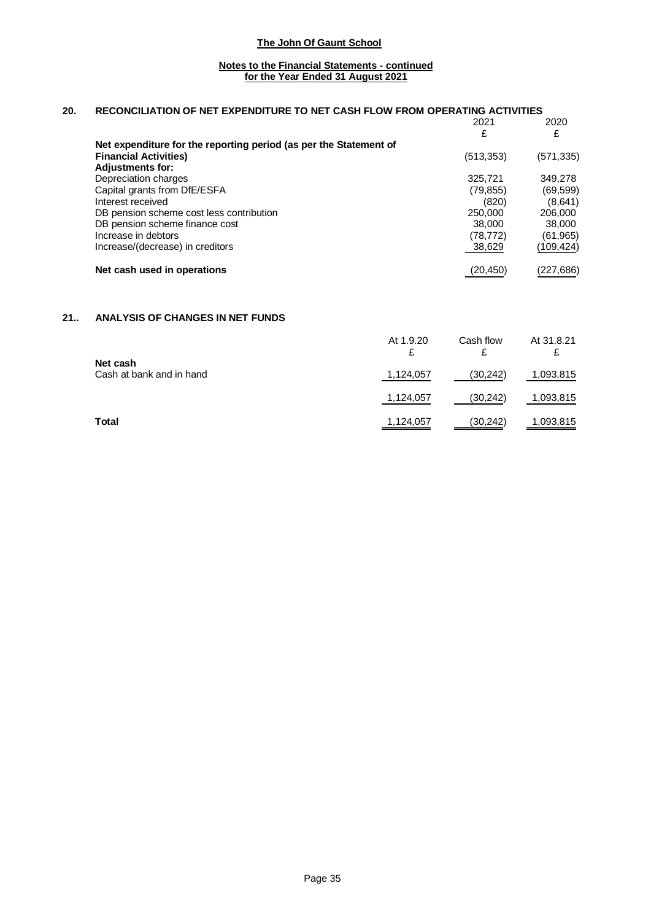**Notes to the Financial Statements - continued**
**for the Year Ended 31 August 2021**

## 20. RECONCILIATION OF NET EXPENDITURE TO NET CASH FLOW FROM OPERATING ACTIVITIES

| | 2021 | 2020 |
|---|---|---|
| | £ | £ |
| **Net expenditure for the reporting period (as per the Statement of Financial Activities)** | (513,353) | (571,335) |
| **Adjustments for:** | | |
| Depreciation charges | 325,721 | 349,278 |
| Capital grants from DfE/ESFA | (79,855) | (69,599) |
| Interest received | (820) | (8,641) |
| DB pension scheme cost less contribution | 250,000 | 206,000 |
| DB pension scheme finance cost | 38,000 | 38,000 |
| Increase in debtors | (78,772) | (61,965) |
| Increase/(decrease) in creditors | 38,629 | (109,424) |
| **Net cash used in operations** | (20,450) | (227,686) |

## 21.. ANALYSIS OF CHANGES IN NET FUNDS

| | At 1.9.20 | Cash flow | At 31.8.21 |
|---|---|---|---|
| | £ | £ | £ |
| **Net cash** | | | |
| Cash at bank and in hand | 1,124,057 | (30,242) | 1,093,815 |
| | 1,124,057 | (30,242) | 1,093,815 |
| **Total** | 1,124,057 | (30,242) | 1,093,815 |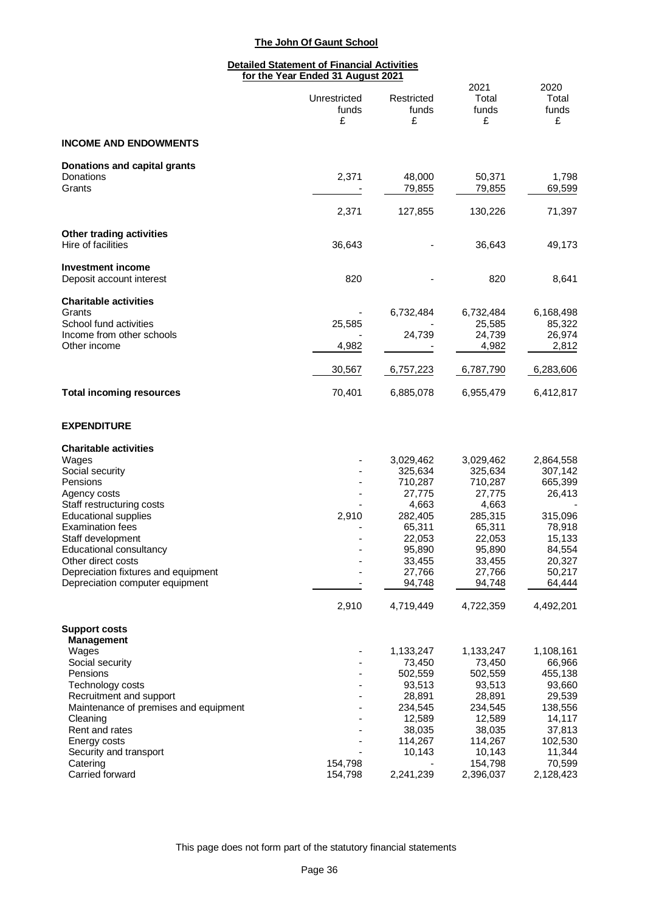# The John Of Gaunt School

## Detailed Statement of Financial Activities for the Year Ended 31 August 2021

| | Unrestricted funds £ | Restricted funds £ | 2021 Total funds £ | 2020 Total funds £ |
|---|---|---|---|---|
| **INCOME AND ENDOWMENTS** | | | | |
| **Donations and capital grants** | | | | |
| Donations | 2,371 | 48,000 | 50,371 | 1,798 |
| Grants | - | 79,855 | 79,855 | 69,599 |
| | 2,371 | 127,855 | 130,226 | 71,397 |
| **Other trading activities** | | | | |
| Hire of facilities | 36,643 | - | 36,643 | 49,173 |
| **Investment income** | | | | |
| Deposit account interest | 820 | - | 820 | 8,641 |
| **Charitable activities** | | | | |
| Grants | - | 6,732,484 | 6,732,484 | 6,168,498 |
| School fund activities | 25,585 | - | 25,585 | 85,322 |
| Income from other schools | - | 24,739 | 24,739 | 26,974 |
| Other income | 4,982 | - | 4,982 | 2,812 |
| | 30,567 | 6,757,223 | 6,787,790 | 6,283,606 |
| **Total incoming resources** | 70,401 | 6,885,078 | 6,955,479 | 6,412,817 |
| **EXPENDITURE** | | | | |
| **Charitable activities** | | | | |
| Wages | - | 3,029,462 | 3,029,462 | 2,864,558 |
| Social security | - | 325,634 | 325,634 | 307,142 |
| Pensions | - | 710,287 | 710,287 | 665,399 |
| Agency costs | - | 27,775 | 27,775 | 26,413 |
| Staff restructuring costs | - | 4,663 | 4,663 | - |
| Educational supplies | 2,910 | 282,405 | 285,315 | 315,096 |
| Examination fees | - | 65,311 | 65,311 | 78,918 |
| Staff development | - | 22,053 | 22,053 | 15,133 |
| Educational consultancy | - | 95,890 | 95,890 | 84,554 |
| Other direct costs | - | 33,455 | 33,455 | 20,327 |
| Depreciation fixtures and equipment | - | 27,766 | 27,766 | 50,217 |
| Depreciation computer equipment | - | 94,748 | 94,748 | 64,444 |
| | 2,910 | 4,719,449 | 4,722,359 | 4,492,201 |
| **Support costs** | | | | |
| **Management** | | | | |
| Wages | - | 1,133,247 | 1,133,247 | 1,108,161 |
| Social security | - | 73,450 | 73,450 | 66,966 |
| Pensions | - | 502,559 | 502,559 | 455,138 |
| Technology costs | - | 93,513 | 93,513 | 93,660 |
| Recruitment and support | - | 28,891 | 28,891 | 29,539 |
| Maintenance of premises and equipment | - | 234,545 | 234,545 | 138,556 |
| Cleaning | - | 12,589 | 12,589 | 14,117 |
| Rent and rates | - | 38,035 | 38,035 | 37,813 |
| Energy costs | - | 114,267 | 114,267 | 102,530 |
| Security and transport | - | 10,143 | 10,143 | 11,344 |
| Catering | 154,798 | - | 154,798 | 70,599 |
| Carried forward | 154,798 | 2,241,239 | 2,396,037 | 2,128,423 |

This page does not form part of the statutory financial statements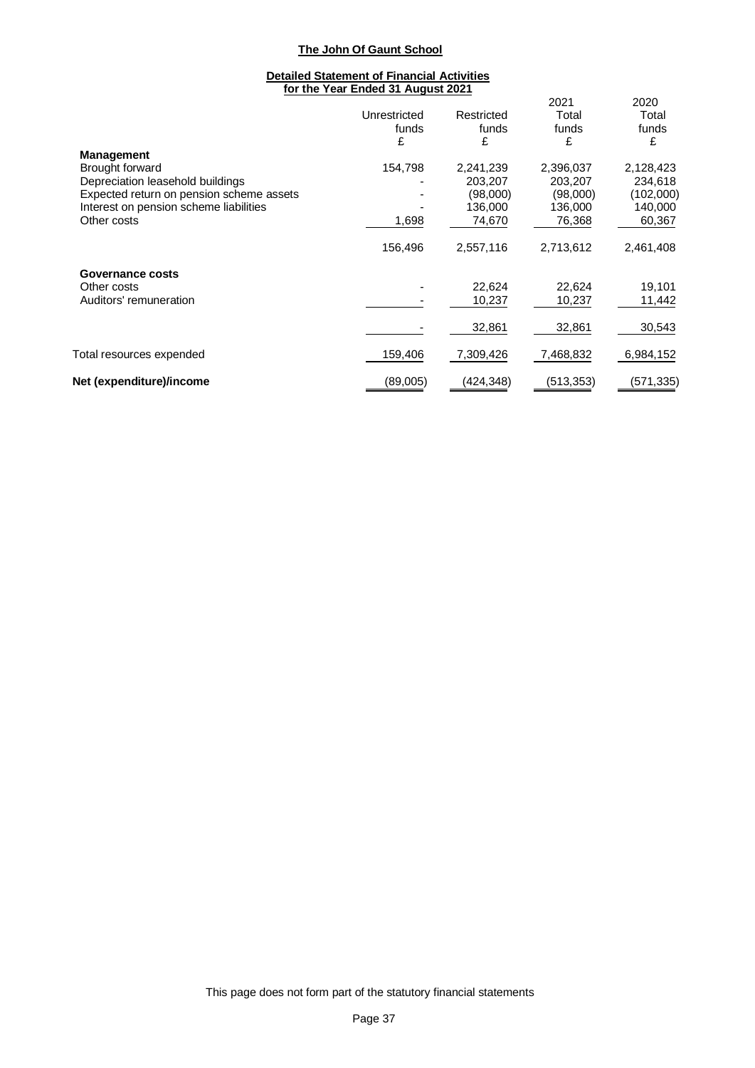**The John Of Gaunt School**

**Detailed Statement of Financial Activities**
**for the Year Ended 31 August 2021**

| | Unrestricted funds £ | Restricted funds £ | 2021 Total funds £ | 2020 Total funds £ |
|---|---|---|---|---|
| **Management** | | | | |
| Brought forward | 154,798 | 2,241,239 | 2,396,037 | 2,128,423 |
| Depreciation leasehold buildings | - | 203,207 | 203,207 | 234,618 |
| Expected return on pension scheme assets | - | (98,000) | (98,000) | (102,000) |
| Interest on pension scheme liabilities | - | 136,000 | 136,000 | 140,000 |
| Other costs | 1,698 | 74,670 | 76,368 | 60,367 |
| | 156,496 | 2,557,116 | 2,713,612 | 2,461,408 |
| **Governance costs** | | | | |
| Other costs | - | 22,624 | 22,624 | 19,101 |
| Auditors' remuneration | - | 10,237 | 10,237 | 11,442 |
| | - | 32,861 | 32,861 | 30,543 |
| Total resources expended | 159,406 | 7,309,426 | 7,468,832 | 6,984,152 |
| **Net (expenditure)/income** | (89,005) | (424,348) | (513,353) | (571,335) |

This page does not form part of the statutory financial statements